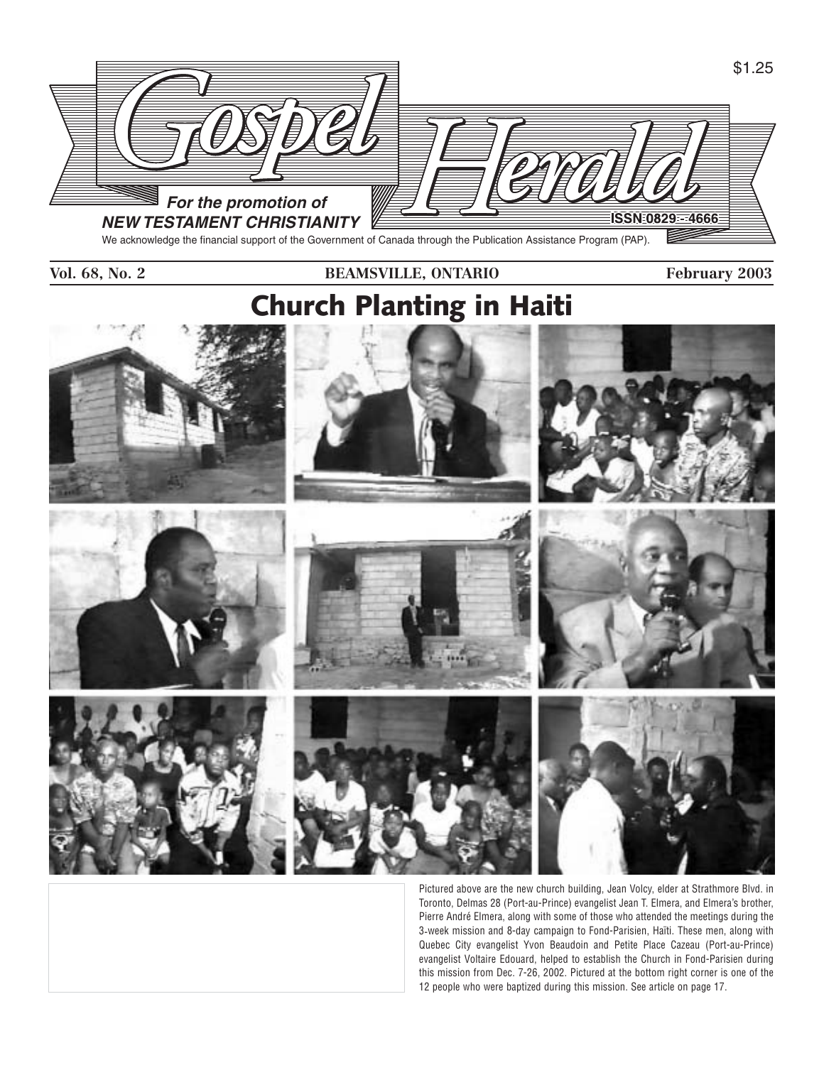$1.25

# Gospel Herald

*For the promotion of*
***NEW TESTAMENT CHRISTIANITY***

ISSN 0829 - 4666

We acknowledge the financial support of the Government of Canada through the Publication Assistance Program (PAP).

**Vol. 68, No. 2** **BEAMSVILLE, ONTARIO** **February 2003**

## Church Planting in Haiti

Pictured above are the new church building, Jean Volcy, elder at Strathmore Blvd. in Toronto, Delmas 28 (Port-au-Prince) evangelist Jean T. Elmera, and Elmera's brother, Pierre André Elmera, along with some of those who attended the meetings during the 3-week mission and 8-day campaign to Fond-Parisien, Haïti. These men, along with Quebec City evangelist Yvon Beaudoin and Petite Place Cazeau (Port-au-Prince) evangelist Voltaire Edouard, helped to establish the Church in Fond-Parisien during this mission from Dec. 7-26, 2002. Pictured at the bottom right corner is one of the 12 people who were baptized during this mission. See article on page 17.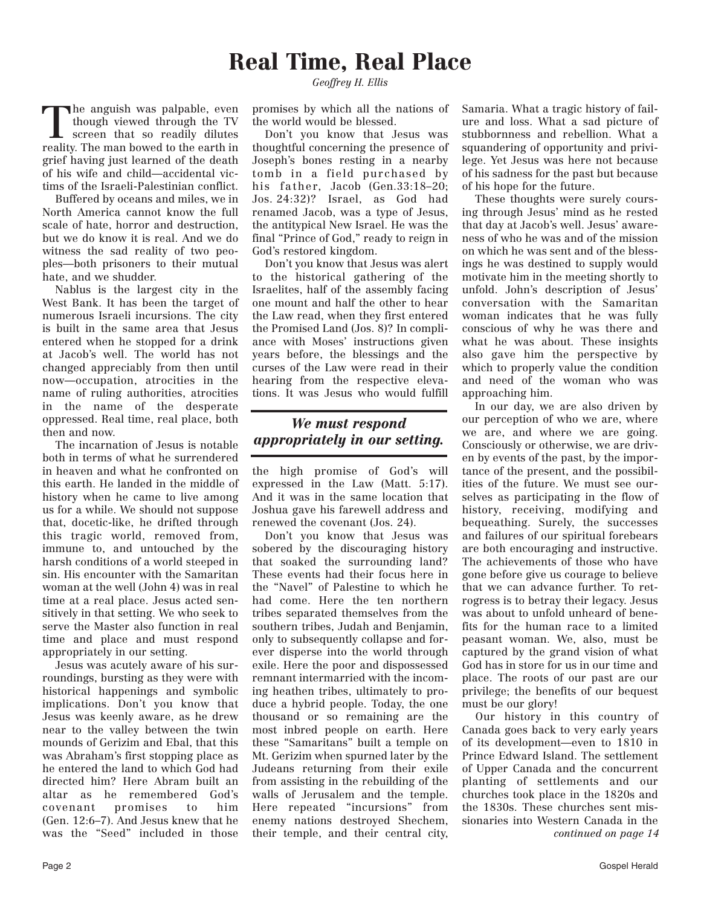# Real Time, Real Place

*Geoffrey H. Ellis*

The anguish was palpable, even though viewed through the TV screen that so readily dilutes reality. The man bowed to the earth in grief having just learned of the death of his wife and child—accidental victims of the Israeli-Palestinian conflict.

Buffered by oceans and miles, we in North America cannot know the full scale of hate, horror and destruction, but we do know it is real. And we do witness the sad reality of two peoples—both prisoners to their mutual hate, and we shudder.

Nablus is the largest city in the West Bank. It has been the target of numerous Israeli incursions. The city is built in the same area that Jesus entered when he stopped for a drink at Jacob's well. The world has not changed appreciably from then until now—occupation, atrocities in the name of ruling authorities, atrocities in the name of the desperate oppressed. Real time, real place, both then and now.

The incarnation of Jesus is notable both in terms of what he surrendered in heaven and what he confronted on this earth. He landed in the middle of history when he came to live among us for a while. We should not suppose that, docetic-like, he drifted through this tragic world, removed from, immune to, and untouched by the harsh conditions of a world steeped in sin. His encounter with the Samaritan woman at the well (John 4) was in real time at a real place. Jesus acted sensitively in that setting. We who seek to serve the Master also function in real time and place and must respond appropriately in our setting.

Jesus was acutely aware of his surroundings, bursting as they were with historical happenings and symbolic implications. Don't you know that Jesus was keenly aware, as he drew near to the valley between the twin mounds of Gerizim and Ebal, that this was Abraham's first stopping place as he entered the land to which God had directed him? Here Abram built an altar as he remembered God's covenant promises to him (Gen. 12:6–7). And Jesus knew that he was the "Seed" included in those promises by which all the nations of the world would be blessed.

Don't you know that Jesus was thoughtful concerning the presence of Joseph's bones resting in a nearby tomb in a field purchased by his father, Jacob (Gen.33:18–20; Jos. 24:32)? Israel, as God had renamed Jacob, was a type of Jesus, the antitypical New Israel. He was the final "Prince of God," ready to reign in God's restored kingdom.

Don't you know that Jesus was alert to the historical gathering of the Israelites, half of the assembly facing one mount and half the other to hear the Law read, when they first entered the Promised Land (Jos. 8)? In compliance with Moses' instructions given years before, the blessings and the curses of the Law were read in their hearing from the respective elevations. It was Jesus who would fulfill the high promise of God's will expressed in the Law (Matt. 5:17). And it was in the same location that Joshua gave his farewell address and renewed the covenant (Jos. 24).

> ***We must respond appropriately in our setting.***

Don't you know that Jesus was sobered by the discouraging history that soaked the surrounding land? These events had their focus here in the "Navel" of Palestine to which he had come. Here the ten northern tribes separated themselves from the southern tribes, Judah and Benjamin, only to subsequently collapse and forever disperse into the world through exile. Here the poor and dispossessed remnant intermarried with the incoming heathen tribes, ultimately to produce a hybrid people. Today, the one thousand or so remaining are the most inbred people on earth. Here these "Samaritans" built a temple on Mt. Gerizim when spurned later by the Judeans returning from their exile from assisting in the rebuilding of the walls of Jerusalem and the temple. Here repeated "incursions" from enemy nations destroyed Shechem, their temple, and their central city, Samaria. What a tragic history of failure and loss. What a sad picture of stubbornness and rebellion. What a squandering of opportunity and privilege. Yet Jesus was here not because of his sadness for the past but because of his hope for the future.

These thoughts were surely coursing through Jesus' mind as he rested that day at Jacob's well. Jesus' awareness of who he was and of the mission on which he was sent and of the blessings he was destined to supply would motivate him in the meeting shortly to unfold. John's description of Jesus' conversation with the Samaritan woman indicates that he was fully conscious of why he was there and what he was about. These insights also gave him the perspective by which to properly value the condition and need of the woman who was approaching him.

In our day, we are also driven by our perception of who we are, where we are, and where we are going. Consciously or otherwise, we are driven by events of the past, by the importance of the present, and the possibilities of the future. We must see ourselves as participating in the flow of history, receiving, modifying and bequeathing. Surely, the successes and failures of our spiritual forebears are both encouraging and instructive. The achievements of those who have gone before give us courage to believe that we can advance further. To retrogress is to betray their legacy. Jesus was about to unfold unheard of benefits for the human race to a limited peasant woman. We, also, must be captured by the grand vision of what God has in store for us in our time and place. The roots of our past are our privilege; the benefits of our bequest must be our glory!

Our history in this country of Canada goes back to very early years of its development—even to 1810 in Prince Edward Island. The settlement of Upper Canada and the concurrent planting of settlements and our churches took place in the 1820s and the 1830s. These churches sent missionaries into Western Canada in the

*continued on page 14*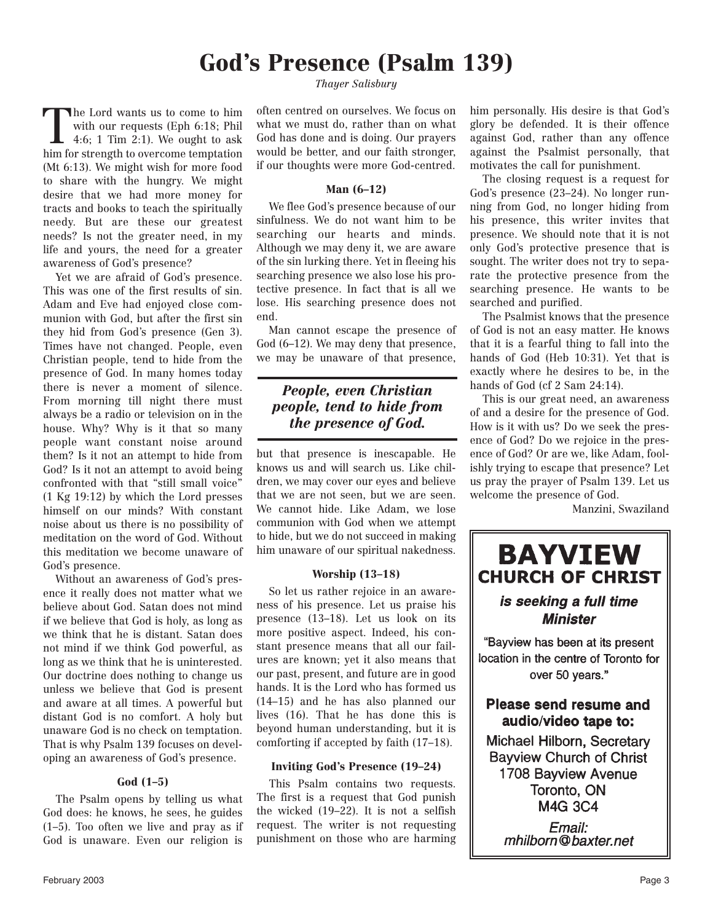# God's Presence (Psalm 139)

*Thayer Salisbury*

The Lord wants us to come to him with our requests (Eph 6:18; Phil 4:6; 1 Tim 2:1). We ought to ask him for strength to overcome temptation (Mt 6:13). We might wish for more food to share with the hungry. We might desire that we had more money for tracts and books to teach the spiritually needy. But are these our greatest needs? Is not the greater need, in my life and yours, the need for a greater awareness of God's presence?

Yet we are afraid of God's presence. This was one of the first results of sin. Adam and Eve had enjoyed close communion with God, but after the first sin they hid from God's presence (Gen 3). Times have not changed. People, even Christian people, tend to hide from the presence of God. In many homes today there is never a moment of silence. From morning till night there must always be a radio or television on in the house. Why? Why is it that so many people want constant noise around them? Is it not an attempt to hide from God? Is it not an attempt to avoid being confronted with that "still small voice" (1 Kg 19:12) by which the Lord presses himself on our minds? With constant noise about us there is no possibility of meditation on the word of God. Without this meditation we become unaware of God's presence.

Without an awareness of God's presence it really does not matter what we believe about God. Satan does not mind if we believe that God is holy, as long as we think that he is distant. Satan does not mind if we think God powerful, as long as we think that he is uninterested. Our doctrine does nothing to change us unless we believe that God is present and aware at all times. A powerful but distant God is no comfort. A holy but unaware God is no check on temptation. That is why Psalm 139 focuses on developing an awareness of God's presence.

### God (1–5)

The Psalm opens by telling us what God does: he knows, he sees, he guides (1–5). Too often we live and pray as if God is unaware. Even our religion is often centred on ourselves. We focus on what we must do, rather than on what God has done and is doing. Our prayers would be better, and our faith stronger, if our thoughts were more God-centred.

### Man (6–12)

We flee God's presence because of our sinfulness. We do not want him to be searching our hearts and minds. Although we may deny it, we are aware of the sin lurking there. Yet in fleeing his searching presence we also lose his protective presence. In fact that is all we lose. His searching presence does not end.

Man cannot escape the presence of God (6–12). We may deny that presence, we may be unaware of that presence, but that presence is inescapable. He knows us and will search us. Like children, we may cover our eyes and believe that we are not seen, but we are seen. We cannot hide. Like Adam, we lose communion with God when we attempt to hide, but we do not succeed in making him unaware of our spiritual nakedness.

> ***People, even Christian people, tend to hide from the presence of God.***

### Worship (13–18)

So let us rather rejoice in an awareness of his presence. Let us praise his presence (13–18). Let us look on its more positive aspect. Indeed, his constant presence means that all our failures are known; yet it also means that our past, present, and future are in good hands. It is the Lord who has formed us (14–15) and he has also planned our lives (16). That he has done this is beyond human understanding, but it is comforting if accepted by faith (17–18).

### Inviting God's Presence (19–24)

This Psalm contains two requests. The first is a request that God punish the wicked (19–22). It is not a selfish request. The writer is not requesting punishment on those who are harming him personally. His desire is that God's glory be defended. It is their offence against God, rather than any offence against the Psalmist personally, that motivates the call for punishment.

The closing request is a request for God's presence (23–24). No longer running from God, no longer hiding from his presence, this writer invites that presence. We should note that it is not only God's protective presence that is sought. The writer does not try to separate the protective presence from the searching presence. He wants to be searched and purified.

The Psalmist knows that the presence of God is not an easy matter. He knows that it is a fearful thing to fall into the hands of God (Heb 10:31). Yet that is exactly where he desires to be, in the hands of God (cf 2 Sam 24:14).

This is our great need, an awareness of and a desire for the presence of God. How is it with us? Do we seek the presence of God? Do we rejoice in the presence of God? Or are we, like Adam, foolishly trying to escape that presence? Let us pray the prayer of Psalm 139. Let us welcome the presence of God.

Manzini, Swaziland

---

**BAYVIEW**
**CHURCH OF CHRIST**

***is seeking a full time Minister***

"Bayview has been at its present location in the centre of Toronto for over 50 years."

**Please send resume and audio/video tape to:**

Michael Hilborn, Secretary
Bayview Church of Christ
1708 Bayview Avenue
Toronto, ON
M4G 3C4

*Email:*
*mhilborn@baxter.net*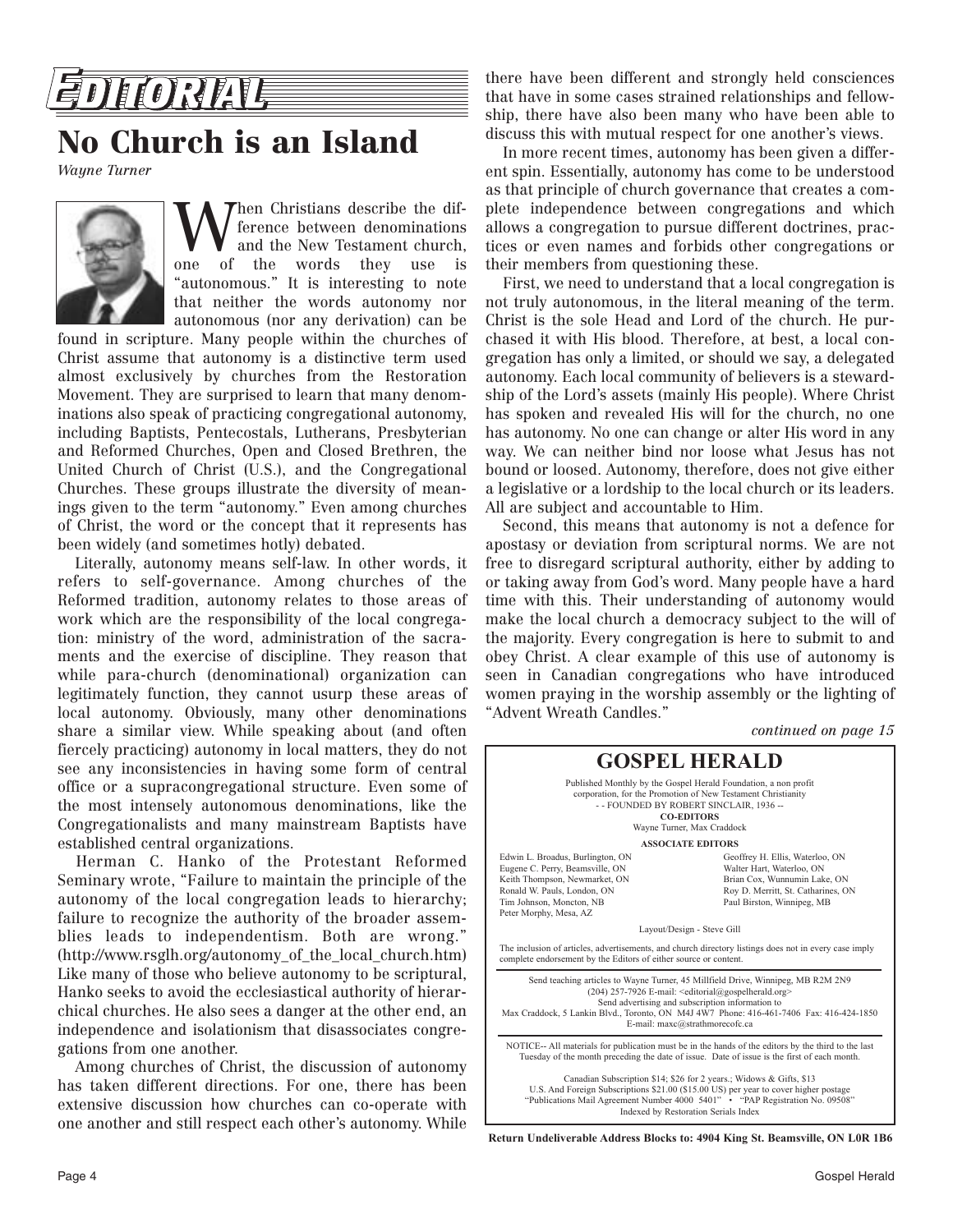# EDITORIAL

# No Church is an Island

*Wayne Turner*

When Christians describe the difference between denominations and the New Testament church, one of the words they use is "autonomous." It is interesting to note that neither the words autonomy nor autonomous (nor any derivation) can be found in scripture. Many people within the churches of Christ assume that autonomy is a distinctive term used almost exclusively by churches from the Restoration Movement. They are surprised to learn that many denominations also speak of practicing congregational autonomy, including Baptists, Pentecostals, Lutherans, Presbyterian and Reformed Churches, Open and Closed Brethren, the United Church of Christ (U.S.), and the Congregational Churches. These groups illustrate the diversity of meanings given to the term "autonomy." Even among churches of Christ, the word or the concept that it represents has been widely (and sometimes hotly) debated.

Literally, autonomy means self-law. In other words, it refers to self-governance. Among churches of the Reformed tradition, autonomy relates to those areas of work which are the responsibility of the local congregation: ministry of the word, administration of the sacraments and the exercise of discipline. They reason that while para-church (denominational) organization can legitimately function, they cannot usurp these areas of local autonomy. Obviously, many other denominations share a similar view. While speaking about (and often fiercely practicing) autonomy in local matters, they do not see any inconsistencies in having some form of central office or a supracongregational structure. Even some of the most intensely autonomous denominations, like the Congregationalists and many mainstream Baptists have established central organizations.

Herman C. Hanko of the Protestant Reformed Seminary wrote, "Failure to maintain the principle of the autonomy of the local congregation leads to hierarchy; failure to recognize the authority of the broader assemblies leads to independentism. Both are wrong." (http://www.rsglh.org/autonomy_of_the_local_church.htm) Like many of those who believe autonomy to be scriptural, Hanko seeks to avoid the ecclesiastical authority of hierarchical churches. He also sees a danger at the other end, an independence and isolationism that disassociates congregations from one another.

Among churches of Christ, the discussion of autonomy has taken different directions. For one, there has been extensive discussion how churches can co-operate with one another and still respect each other's autonomy. While there have been different and strongly held consciences that have in some cases strained relationships and fellowship, there have also been many who have been able to discuss this with mutual respect for one another's views.

In more recent times, autonomy has been given a different spin. Essentially, autonomy has come to be understood as that principle of church governance that creates a complete independence between congregations and which allows a congregation to pursue different doctrines, practices or even names and forbids other congregations or their members from questioning these.

First, we need to understand that a local congregation is not truly autonomous, in the literal meaning of the term. Christ is the sole Head and Lord of the church. He purchased it with His blood. Therefore, at best, a local congregation has only a limited, or should we say, a delegated autonomy. Each local community of believers is a stewardship of the Lord's assets (mainly His people). Where Christ has spoken and revealed His will for the church, no one has autonomy. No one can change or alter His word in any way. We can neither bind nor loose what Jesus has not bound or loosed. Autonomy, therefore, does not give either a legislative or a lordship to the local church or its leaders. All are subject and accountable to Him.

Second, this means that autonomy is not a defence for apostasy or deviation from scriptural norms. We are not free to disregard scriptural authority, either by adding to or taking away from God's word. Many people have a hard time with this. Their understanding of autonomy would make the local church a democracy subject to the will of the majority. Every congregation is here to submit to and obey Christ. A clear example of this use of autonomy is seen in Canadian congregations who have introduced women praying in the worship assembly or the lighting of "Advent Wreath Candles."

*continued on page 15*

---

## GOSPEL HERALD

Published Monthly by the Gospel Herald Foundation, a non profit corporation, for the Promotion of New Testament Christianity
-- FOUNDED BY ROBERT SINCLAIR, 1936 --

**CO-EDITORS**
Wayne Turner, Max Craddock

**ASSOCIATE EDITORS**

| | |
|---|---|
| Edwin L. Broadus, Burlington, ON | Geoffrey H. Ellis, Waterloo, ON |
| Eugene C. Perry, Beamsville, ON | Walter Hart, Waterloo, ON |
| Keith Thompson, Newmarket, ON | Brian Cox, Wunnumin Lake, ON |
| Ronald W. Pauls, London, ON | Roy D. Merritt, St. Catharines, ON |
| Tim Johnson, Moncton, NB | Paul Birston, Winnipeg, MB |
| Peter Morphy, Mesa, AZ | |

Layout/Design - Steve Gill

The inclusion of articles, advertisements, and church directory listings does not in every case imply complete endorsement by the Editors of either source or content.

Send teaching articles to Wayne Turner, 45 Millfield Drive, Winnipeg, MB R2M 2N9
(204) 257-7926 E-mail: <editorial@gospelherald.org>
Send advertising and subscription information to
Max Craddock, 5 Lankin Blvd., Toronto, ON M4J 4W7 Phone: 416-461-7406 Fax: 416-424-1850
E-mail: maxc@strathmorecofc.ca

NOTICE-- All materials for publication must be in the hands of the editors by the third to the last Tuesday of the month preceding the date of issue. Date of issue is the first of each month.

Canadian Subscription $14; $26 for 2 years.; Widows & Gifts, $13
U.S. And Foreign Subscriptions $21.00 ($15.00 US) per year to cover higher postage
"Publications Mail Agreement Number 4000 5401" • "PAP Registration No. 09508"
Indexed by Restoration Serials Index

**Return Undeliverable Address Blocks to: 4904 King St. Beamsville, ON L0R 1B6**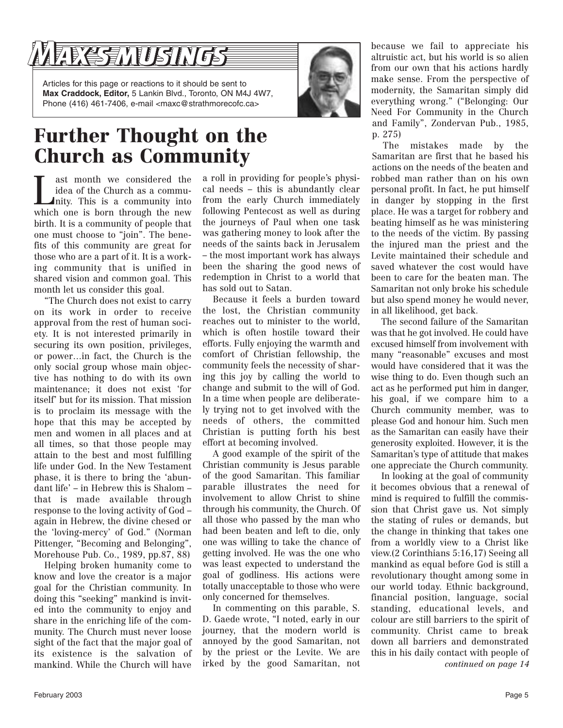# MAX'S MUSINGS

Articles for this page or reactions to it should be sent to **Max Craddock, Editor,** 5 Lankin Blvd., Toronto, ON M4J 4W7, Phone (416) 461-7406, e-mail <maxc@strathmorecofc.ca>

# Further Thought on the Church as Community

Last month we considered the idea of the Church as a community. This is a community into which one is born through the new birth. It is a community of people that one must choose to "join". The benefits of this community are great for those who are a part of it. It is a working community that is unified in shared vision and common goal. This month let us consider this goal.

"The Church does not exist to carry on its work in order to receive approval from the rest of human society. It is not interested primarily in securing its own position, privileges, or power…in fact, the Church is the only social group whose main objective has nothing to do with its own maintenance; it does not exist 'for itself' but for its mission. That mission is to proclaim its message with the hope that this may be accepted by men and women in all places and at all times, so that those people may attain to the best and most fulfilling life under God. In the New Testament phase, it is there to bring the 'abundant life' – in Hebrew this is Shalom – that is made available through response to the loving activity of God – again in Hebrew, the divine chesed or the 'loving-mercy' of God." (Norman Pittenger, "Becoming and Belonging", Morehouse Pub. Co., 1989, pp.87, 88)

Helping broken humanity come to know and love the creator is a major goal for the Christian community. In doing this "seeking" mankind is invited into the community to enjoy and share in the enriching life of the community. The Church must never loose sight of the fact that the major goal of its existence is the salvation of mankind. While the Church will have a roll in providing for people's physical needs – this is abundantly clear from the early Church immediately following Pentecost as well as during the journeys of Paul when one task was gathering money to look after the needs of the saints back in Jerusalem – the most important work has always been the sharing the good news of redemption in Christ to a world that has sold out to Satan.

Because it feels a burden toward the lost, the Christian community reaches out to minister to the world, which is often hostile toward their efforts. Fully enjoying the warmth and comfort of Christian fellowship, the community feels the necessity of sharing this joy by calling the world to change and submit to the will of God. In a time when people are deliberately trying not to get involved with the needs of others, the committed Christian is putting forth his best effort at becoming involved.

A good example of the spirit of the Christian community is Jesus parable of the good Samaritan. This familiar parable illustrates the need for involvement to allow Christ to shine through his community, the Church. Of all those who passed by the man who had been beaten and left to die, only one was willing to take the chance of getting involved. He was the one who was least expected to understand the goal of godliness. His actions were totally unacceptable to those who were only concerned for themselves.

In commenting on this parable, S. D. Gaede wrote, "I noted, early in our journey, that the modern world is annoyed by the good Samaritan, not by the priest or the Levite. We are irked by the good Samaritan, not because we fail to appreciate his altruistic act, but his world is so alien from our own that his actions hardly make sense. From the perspective of modernity, the Samaritan simply did everything wrong." ("Belonging: Our Need For Community in the Church and Family", Zondervan Pub., 1985, p. 275)

The mistakes made by the Samaritan are first that he based his actions on the needs of the beaten and robbed man rather than on his own personal profit. In fact, he put himself in danger by stopping in the first place. He was a target for robbery and beating himself as he was ministering to the needs of the victim. By passing the injured man the priest and the Levite maintained their schedule and saved whatever the cost would have been to care for the beaten man. The Samaritan not only broke his schedule but also spend money he would never, in all likelihood, get back.

The second failure of the Samaritan was that he got involved. He could have excused himself from involvement with many "reasonable" excuses and most would have considered that it was the wise thing to do. Even though such an act as he performed put him in danger, his goal, if we compare him to a Church community member, was to please God and honour him. Such men as the Samaritan can easily have their generosity exploited. However, it is the Samaritan's type of attitude that makes one appreciate the Church community.

In looking at the goal of community it becomes obvious that a renewal of mind is required to fulfill the commission that Christ gave us. Not simply the stating of rules or demands, but the change in thinking that takes one from a worldly view to a Christ like view.(2 Corinthians 5:16,17) Seeing all mankind as equal before God is still a revolutionary thought among some in our world today. Ethnic background, financial position, language, social standing, educational levels, and colour are still barriers to the spirit of community. Christ came to break down all barriers and demonstrated this in his daily contact with people of

*continued on page 14*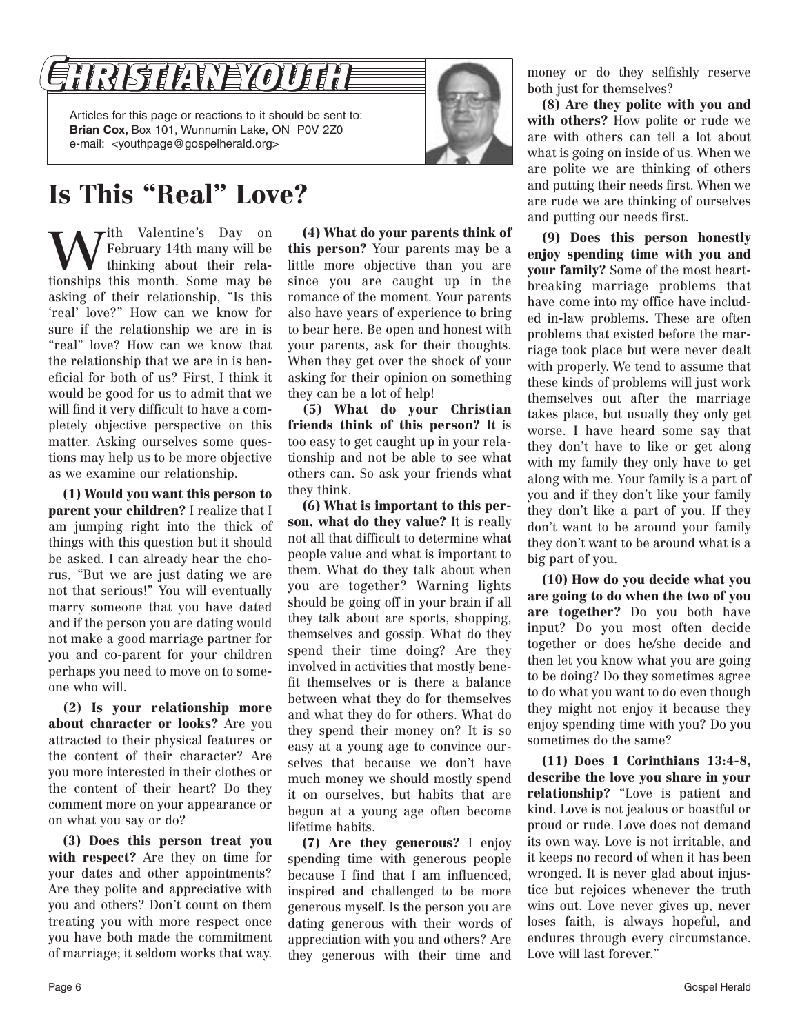# Christian Youth

Articles for this page or reactions to it should be sent to:
**Brian Cox,** Box 101, Wunnumin Lake, ON P0V 2Z0
e-mail: <youthpage@gospelherald.org>

## Is This "Real" Love?

With Valentine's Day on February 14th many will be thinking about their relationships this month. Some may be asking of their relationship, "Is this 'real' love?" How can we know for sure if the relationship we are in is "real" love? How can we know that the relationship that we are in is beneficial for both of us? First, I think it would be good for us to admit that we will find it very difficult to have a completely objective perspective on this matter. Asking ourselves some questions may help us to be more objective as we examine our relationship.

**(1) Would you want this person to parent your children?** I realize that I am jumping right into the thick of things with this question but it should be asked. I can already hear the chorus, "But we are just dating we are not that serious!" You will eventually marry someone that you have dated and if the person you are dating would not make a good marriage partner for you and co-parent for your children perhaps you need to move on to someone who will.

**(2) Is your relationship more about character or looks?** Are you attracted to their physical features or the content of their character? Are you more interested in their clothes or the content of their heart? Do they comment more on your appearance or on what you say or do?

**(3) Does this person treat you with respect?** Are they on time for your dates and other appointments? Are they polite and appreciative with you and others? Don't count on them treating you with more respect once you have both made the commitment of marriage; it seldom works that way.

**(4) What do your parents think of this person?** Your parents may be a little more objective than you are since you are caught up in the romance of the moment. Your parents also have years of experience to bring to bear here. Be open and honest with your parents, ask for their thoughts. When they get over the shock of your asking for their opinion on something they can be a lot of help!

**(5) What do your Christian friends think of this person?** It is too easy to get caught up in your relationship and not be able to see what others can. So ask your friends what they think.

**(6) What is important to this person, what do they value?** It is really not all that difficult to determine what people value and what is important to them. What do they talk about when you are together? Warning lights should be going off in your brain if all they talk about are sports, shopping, themselves and gossip. What do they spend their time doing? Are they involved in activities that mostly benefit themselves or is there a balance between what they do for themselves and what they do for others. What do they spend their money on? It is so easy at a young age to convince ourselves that because we don't have much money we should mostly spend it on ourselves, but habits that are begun at a young age often become lifetime habits.

**(7) Are they generous?** I enjoy spending time with generous people because I find that I am influenced, inspired and challenged to be more generous myself. Is the person you are dating generous with their words of appreciation with you and others? Are they generous with their time and money or do they selfishly reserve both just for themselves?

**(8) Are they polite with you and with others?** How polite or rude we are with others can tell a lot about what is going on inside of us. When we are polite we are thinking of others and putting their needs first. When we are rude we are thinking of ourselves and putting our needs first.

**(9) Does this person honestly enjoy spending time with you and your family?** Some of the most heartbreaking marriage problems that have come into my office have included in-law problems. These are often problems that existed before the marriage took place but were never dealt with properly. We tend to assume that these kinds of problems will just work themselves out after the marriage takes place, but usually they only get worse. I have heard some say that they don't have to like or get along with my family they only have to get along with me. Your family is a part of you and if they don't like your family they don't like a part of you. If they don't want to be around your family they don't want to be around what is a big part of you.

**(10) How do you decide what you are going to do when the two of you are together?** Do you both have input? Do you most often decide together or does he/she decide and then let you know what you are going to be doing? Do they sometimes agree to do what you want to do even though they might not enjoy it because they enjoy spending time with you? Do you sometimes do the same?

**(11) Does 1 Corinthians 13:4-8, describe the love you share in your relationship?** "Love is patient and kind. Love is not jealous or boastful or proud or rude. Love does not demand its own way. Love is not irritable, and it keeps no record of when it has been wronged. It is never glad about injustice but rejoices whenever the truth wins out. Love never gives up, never loses faith, is always hopeful, and endures through every circumstance. Love will last forever."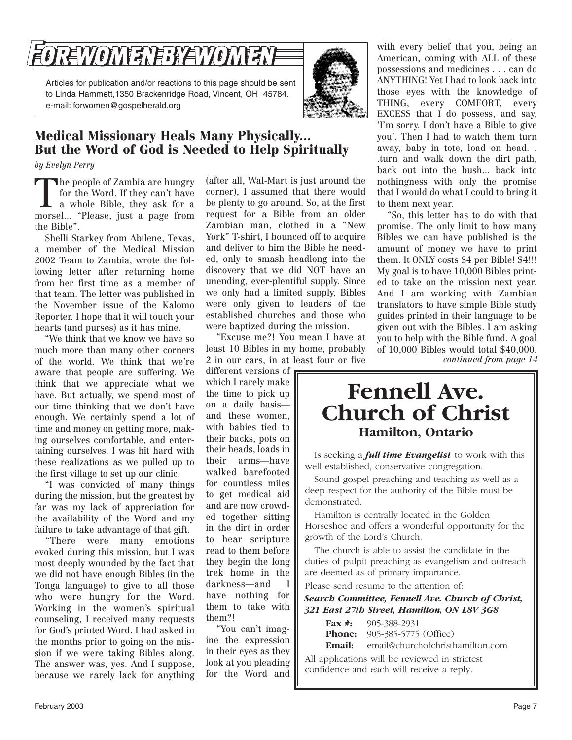# FOR WOMEN BY WOMEN

Articles for publication and/or reactions to this page should be sent to Linda Hammett,1350 Brackenridge Road, Vincent, OH 45784. e-mail: forwomen@gospelherald.org

## Medical Missionary Heals Many Physically... But the Word of God is Needed to Help Spiritually

*by Evelyn Perry*

The people of Zambia are hungry for the Word. If they can't have a whole Bible, they ask for a morsel... "Please, just a page from the Bible".

Shelli Starkey from Abilene, Texas, a member of the Medical Mission 2002 Team to Zambia, wrote the following letter after returning home from her first time as a member of that team. The letter was published in the November issue of the Kalomo Reporter. I hope that it will touch your hearts (and purses) as it has mine.

"We think that we know we have so much more than many other corners of the world. We think that we're aware that people are suffering. We think that we appreciate what we have. But actually, we spend most of our time thinking that we don't have enough. We certainly spend a lot of time and money on getting more, making ourselves comfortable, and entertaining ourselves. I was hit hard with these realizations as we pulled up to the first village to set up our clinic.

"I was convicted of many things during the mission, but the greatest by far was my lack of appreciation for the availability of the Word and my failure to take advantage of that gift.

"There were many emotions evoked during this mission, but I was most deeply wounded by the fact that we did not have enough Bibles (in the Tonga language) to give to all those who were hungry for the Word. Working in the women's spiritual counseling, I received many requests for God's printed Word. I had asked in the months prior to going on the mission if we were taking Bibles along. The answer was, yes. And I suppose, because we rarely lack for anything (after all, Wal-Mart is just around the corner), I assumed that there would be plenty to go around. So, at the first request for a Bible from an older Zambian man, clothed in a "New York" T-shirt, I bounced off to acquire and deliver to him the Bible he needed, only to smash headlong into the discovery that we did NOT have an unending, ever-plentiful supply. Since we only had a limited supply, Bibles were only given to leaders of the established churches and those who were baptized during the mission.

"Excuse me?! You mean I have at least 10 Bibles in my home, probably 2 in our cars, in at least four or five different versions of which I rarely make the time to pick up on a daily basis—and these women, with babies tied to their backs, pots on their heads, loads in their arms—have walked barefooted for countless miles to get medical aid and are now crowded together sitting in the dirt in order to hear scripture read to them before they begin the long trek home in the darkness—and I have nothing for them to take with them?!

"You can't imagine the expression in their eyes as they look at you pleading for the Word and with every belief that you, being an American, coming with ALL of these possessions and medicines . . . can do ANYTHING! Yet I had to look back into those eyes with the knowledge of THING, every COMFORT, every EXCESS that I do possess, and say, 'I'm sorry. I don't have a Bible to give you'. Then I had to watch them turn away, baby in tote, load on head. . .turn and walk down the dirt path, back out into the bush... back into nothingness with only the promise that I would do what I could to bring it to them next year.

"So, this letter has to do with that promise. The only limit to how many Bibles we can have published is the amount of money we have to print them. It ONLY costs $4 per Bible! $4!!! My goal is to have 10,000 Bibles printed to take on the mission next year. And I am working with Zambian translators to have simple Bible study guides printed in their language to be given out with the Bibles. I am asking you to help with the Bible fund. A goal of 10,000 Bibles would total $40,000.

*continued from page 14*

---

# Fennell Ave. Church of Christ
### Hamilton, Ontario

Is seeking a ***full time Evangelist*** to work with this well established, conservative congregation.

Sound gospel preaching and teaching as well as a deep respect for the authority of the Bible must be demonstrated.

Hamilton is centrally located in the Golden Horseshoe and offers a wonderful opportunity for the growth of the Lord's Church.

The church is able to assist the candidate in the duties of pulpit preaching as evangelism and outreach are deemed as of primary importance.

Please send resume to the attention of:

***Search Committee, Fennell Ave. Church of Christ, 321 East 27th Street, Hamilton, ON L8V 3G8***

**Fax #:** 905-388-2931
**Phone:** 905-385-5775 (Office)
**Email:** email@churchofchristhamilton.com

All applications will be reviewed in strictest confidence and each will receive a reply.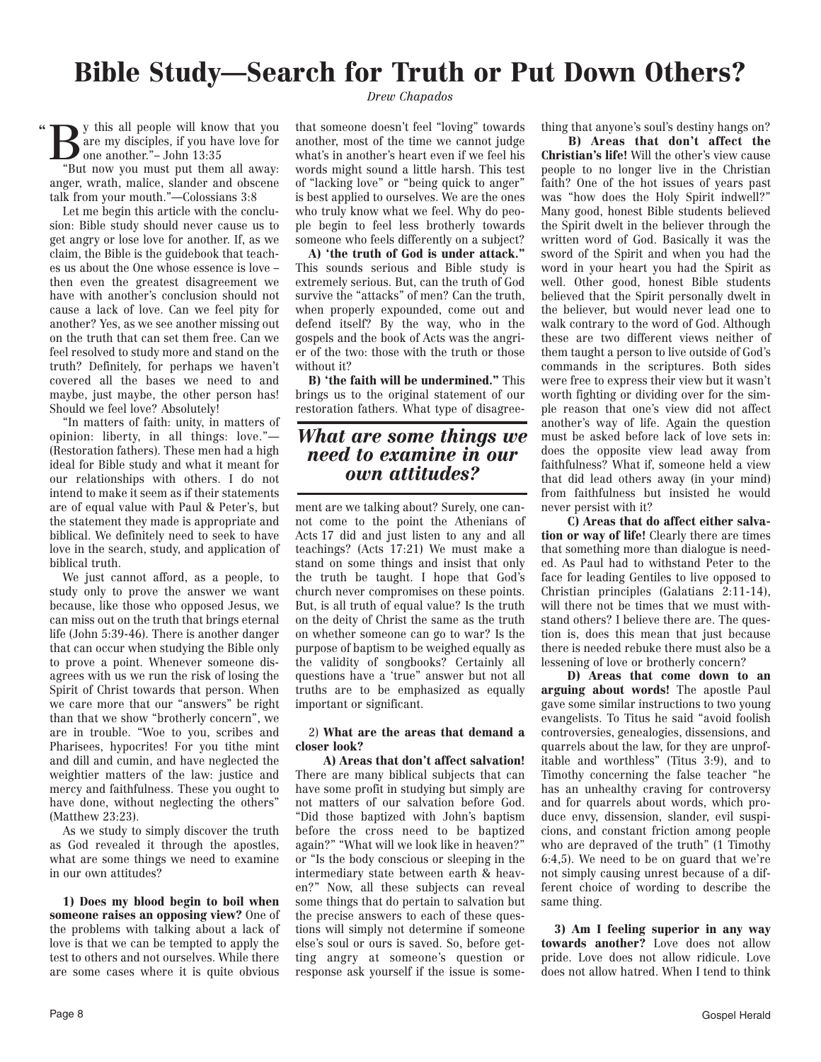# Bible Study—Search for Truth or Put Down Others?

*Drew Chapados*

"By this all people will know that you are my disciples, if you have love for one another."– John 13:35

"But now you must put them all away: anger, wrath, malice, slander and obscene talk from your mouth."—Colossians 3:8

Let me begin this article with the conclusion: Bible study should never cause us to get angry or lose love for another. If, as we claim, the Bible is the guidebook that teaches us about the One whose essence is love – then even the greatest disagreement we have with another's conclusion should not cause a lack of love. Can we feel pity for another? Yes, as we see another missing out on the truth that can set them free. Can we feel resolved to study more and stand on the truth? Definitely, for perhaps we haven't covered all the bases we need to and maybe, just maybe, the other person has! Should we feel love? Absolutely!

"In matters of faith: unity, in matters of opinion: liberty, in all things: love."—(Restoration fathers). These men had a high ideal for Bible study and what it meant for our relationships with others. I do not intend to make it seem as if their statements are of equal value with Paul & Peter's, but the statement they made is appropriate and biblical. We definitely need to seek to have love in the search, study, and application of biblical truth.

We just cannot afford, as a people, to study only to prove the answer we want because, like those who opposed Jesus, we can miss out on the truth that brings eternal life (John 5:39-46). There is another danger that can occur when studying the Bible only to prove a point. Whenever someone disagrees with us we run the risk of losing the Spirit of Christ towards that person. When we care more that our "answers" be right than that we show "brotherly concern", we are in trouble. "Woe to you, scribes and Pharisees, hypocrites! For you tithe mint and dill and cumin, and have neglected the weightier matters of the law: justice and mercy and faithfulness. These you ought to have done, without neglecting the others" (Matthew 23:23).

As we study to simply discover the truth as God revealed it through the apostles, what are some things we need to examine in our own attitudes?

**1) Does my blood begin to boil when someone raises an opposing view?** One of the problems with talking about a lack of love is that we can be tempted to apply the test to others and not ourselves. While there are some cases where it is quite obvious that someone doesn't feel "loving" towards another, most of the time we cannot judge what's in another's heart even if we feel his words might sound a little harsh. This test of "lacking love" or "being quick to anger" is best applied to ourselves. We are the ones who truly know what we feel. Why do people begin to feel less brotherly towards someone who feels differently on a subject?

**A) 'the truth of God is under attack."** This sounds serious and Bible study is extremely serious. But, can the truth of God survive the "attacks" of men? Can the truth, when properly expounded, come out and defend itself? By the way, who in the gospels and the book of Acts was the angrier of the two: those with the truth or those without it?

**B) 'the faith will be undermined."** This brings us to the original statement of our restoration fathers. What type of disagreement are we talking about? Surely, one cannot come to the point the Athenians of Acts 17 did and just listen to any and all teachings? (Acts 17:21) We must make a stand on some things and insist that only the truth be taught. I hope that God's church never compromises on these points. But, is all truth of equal value? Is the truth on the deity of Christ the same as the truth on whether someone can go to war? Is the purpose of baptism to be weighed equally as the validity of songbooks? Certainly all questions have a 'true" answer but not all truths are to be emphasized as equally important or significant.

> ***What are some things we need to examine in our own attitudes?***

2) **What are the areas that demand a closer look?**

**A) Areas that don't affect salvation!** There are many biblical subjects that can have some profit in studying but simply are not matters of our salvation before God. "Did those baptized with John's baptism before the cross need to be baptized again?" "What will we look like in heaven?" or "Is the body conscious or sleeping in the intermediary state between earth & heaven?" Now, all these subjects can reveal some things that do pertain to salvation but the precise answers to each of these questions will simply not determine if someone else's soul or ours is saved. So, before getting angry at someone's question or response ask yourself if the issue is something that anyone's soul's destiny hangs on?

**B) Areas that don't affect the Christian's life!** Will the other's view cause people to no longer live in the Christian faith? One of the hot issues of years past was "how does the Holy Spirit indwell?" Many good, honest Bible students believed the Spirit dwelt in the believer through the written word of God. Basically it was the sword of the Spirit and when you had the word in your heart you had the Spirit as well. Other good, honest Bible students believed that the Spirit personally dwelt in the believer, but would never lead one to walk contrary to the word of God. Although these are two different views neither of them taught a person to live outside of God's commands in the scriptures. Both sides were free to express their view but it wasn't worth fighting or dividing over for the simple reason that one's view did not affect another's way of life. Again the question must be asked before lack of love sets in: does the opposite view lead away from faithfulness? What if, someone held a view that did lead others away (in your mind) from faithfulness but insisted he would never persist with it?

**C) Areas that do affect either salvation or way of life!** Clearly there are times that something more than dialogue is needed. As Paul had to withstand Peter to the face for leading Gentiles to live opposed to Christian principles (Galatians 2:11-14), will there not be times that we must withstand others? I believe there are. The question is, does this mean that just because there is needed rebuke there must also be a lessening of love or brotherly concern?

**D) Areas that come down to an arguing about words!** The apostle Paul gave some similar instructions to two young evangelists. To Titus he said "avoid foolish controversies, genealogies, dissensions, and quarrels about the law, for they are unprofitable and worthless" (Titus 3:9), and to Timothy concerning the false teacher "he has an unhealthy craving for controversy and for quarrels about words, which produce envy, dissension, slander, evil suspicions, and constant friction among people who are depraved of the truth" (1 Timothy 6:4,5). We need to be on guard that we're not simply causing unrest because of a different choice of wording to describe the same thing.

**3) Am I feeling superior in any way towards another?** Love does not allow pride. Love does not allow ridicule. Love does not allow hatred. When I tend to think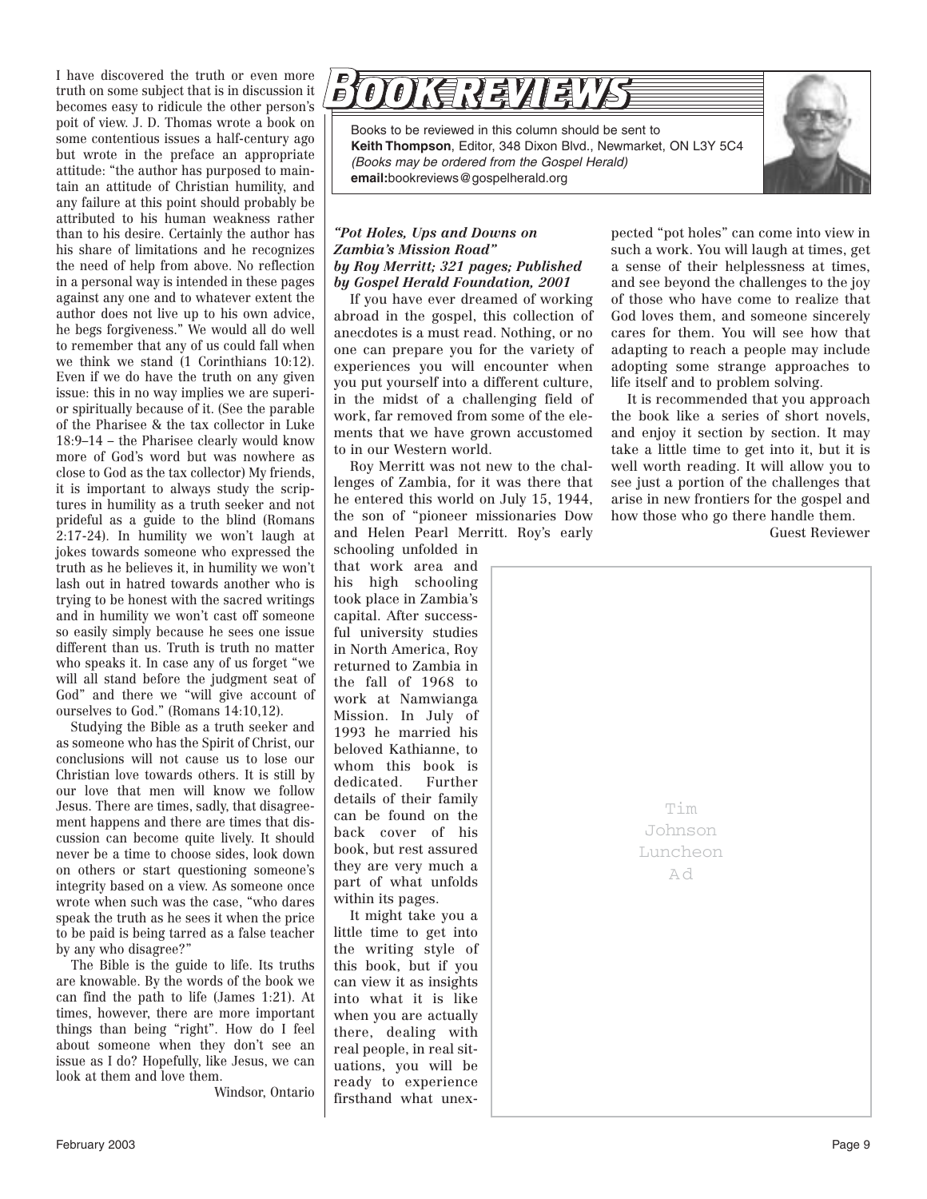I have discovered the truth or even more truth on some subject that is in discussion it becomes easy to ridicule the other person's poit of view. J. D. Thomas wrote a book on some contentious issues a half-century ago but wrote in the preface an appropriate attitude: "the author has purposed to maintain an attitude of Christian humility, and any failure at this point should probably be attributed to his human weakness rather than to his desire. Certainly the author has his share of limitations and he recognizes the need of help from above. No reflection in a personal way is intended in these pages against any one and to whatever extent the author does not live up to his own advice, he begs forgiveness." We would all do well to remember that any of us could fall when we think we stand (1 Corinthians 10:12). Even if we do have the truth on any given issue: this in no way implies we are superior spiritually because of it. (See the parable of the Pharisee & the tax collector in Luke 18:9–14 – the Pharisee clearly would know more of God's word but was nowhere as close to God as the tax collector) My friends, it is important to always study the scriptures in humility as a truth seeker and not prideful as a guide to the blind (Romans 2:17-24). In humility we won't laugh at jokes towards someone who expressed the truth as he believes it, in humility we won't lash out in hatred towards another who is trying to be honest with the sacred writings and in humility we won't cast off someone so easily simply because he sees one issue different than us. Truth is truth no matter who speaks it. In case any of us forget "we will all stand before the judgment seat of God" and there we "will give account of ourselves to God." (Romans 14:10,12).

Studying the Bible as a truth seeker and as someone who has the Spirit of Christ, our conclusions will not cause us to lose our Christian love towards others. It is still by our love that men will know we follow Jesus. There are times, sadly, that disagreement happens and there are times that discussion can become quite lively. It should never be a time to choose sides, look down on others or start questioning someone's integrity based on a view. As someone once wrote when such was the case, "who dares speak the truth as he sees it when the price to be paid is being tarred as a false teacher by any who disagree?"

The Bible is the guide to life. Its truths are knowable. By the words of the book we can find the path to life (James 1:21). At times, however, there are more important things than being "right". How do I feel about someone when they don't see an issue as I do? Hopefully, like Jesus, we can look at them and love them.

Windsor, Ontario

# BOOK REVIEWS

Books to be reviewed in this column should be sent to **Keith Thompson**, Editor, 348 Dixon Blvd., Newmarket, ON L3Y 5C4
*(Books may be ordered from the Gospel Herald)*
**email:**bookreviews@gospelherald.org

***"Pot Holes, Ups and Downs on Zambia's Mission Road" by Roy Merritt; 321 pages; Published by Gospel Herald Foundation, 2001***

If you have ever dreamed of working abroad in the gospel, this collection of anecdotes is a must read. Nothing, or no one can prepare you for the variety of experiences you will encounter when you put yourself into a different culture, in the midst of a challenging field of work, far removed from some of the elements that we have grown accustomed to in our Western world.

Roy Merritt was not new to the challenges of Zambia, for it was there that he entered this world on July 15, 1944, the son of "pioneer missionaries Dow and Helen Pearl Merritt. Roy's early schooling unfolded in that work area and his high schooling took place in Zambia's capital. After successful university studies in North America, Roy returned to Zambia in the fall of 1968 to work at Namwianga Mission. In July of 1993 he married his beloved Kathianne, to whom this book is dedicated. Further details of their family can be found on the back cover of his book, but rest assured they are very much a part of what unfolds within its pages.

It might take you a little time to get into the writing style of this book, but if you can view it as insights into what it is like when you are actually there, dealing with real people, in real situations, you will be ready to experience firsthand what unexpected "pot holes" can come into view in such a work. You will laugh at times, get a sense of their helplessness at times, and see beyond the challenges to the joy of those who have come to realize that God loves them, and someone sincerely cares for them. You will see how that adapting to reach a people may include adopting some strange approaches to life itself and to problem solving.

It is recommended that you approach the book like a series of short novels, and enjoy it section by section. It may take a little time to get into it, but it is well worth reading. It will allow you to see just a portion of the challenges that arise in new frontiers for the gospel and how those who go there handle them.

Guest Reviewer

Tim Johnson Luncheon Ad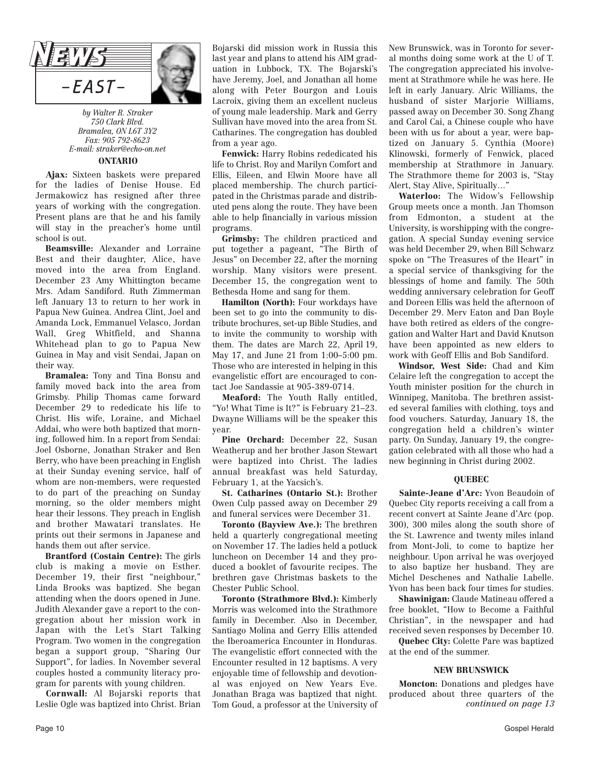# NEWS -EAST-

*by Walter R. Straker*
*750 Clark Blvd.*
*Bramalea, ON L6T 3Y2*
*Fax: 905 792-8623*
*E-mail: straker@echo-on.net*

## ONTARIO

**Ajax:** Sixteen baskets were prepared for the ladies of Denise House. Ed Jermakowicz has resigned after three years of working with the congregation. Present plans are that he and his family will stay in the preacher's home until school is out.

**Beamsville:** Alexander and Lorraine Best and their daughter, Alice, have moved into the area from England. December 23 Amy Whittington became Mrs. Adam Sandiford. Ruth Zimmerman left January 13 to return to her work in Papua New Guinea. Andrea Clint, Joel and Amanda Lock, Emmanuel Velasco, Jordan Wall, Greg Whitfield, and Shanna Whitehead plan to go to Papua New Guinea in May and visit Sendai, Japan on their way.

**Bramalea:** Tony and Tina Bonsu and family moved back into the area from Grimsby. Philip Thomas came forward December 29 to rededicate his life to Christ. His wife, Loraine, and Michael Addai, who were both baptized that morning, followed him. In a report from Sendai: Joel Osborne, Jonathan Straker and Ben Berry, who have been preaching in English at their Sunday evening service, half of whom are non-members, were requested to do part of the preaching on Sunday morning, so the older members might hear their lessons. They preach in English and brother Mawatari translates. He prints out their sermons in Japanese and hands them out after service.

**Brantford (Costain Centre):** The girls club is making a movie on Esther. December 19, their first "neighbour," Linda Brooks was baptized. She began attending when the doors opened in June. Judith Alexander gave a report to the congregation about her mission work in Japan with the Let's Start Talking Program. Two women in the congregation began a support group, "Sharing Our Support", for ladies. In November several couples hosted a community literacy program for parents with young children.

**Cornwall:** Al Bojarski reports that Leslie Ogle was baptized into Christ. Brian Bojarski did mission work in Russia this last year and plans to attend his AIM graduation in Lubbock, TX. The Bojarski's have Jeremy, Joel, and Jonathan all home along with Peter Bourgon and Louis Lacroix, giving them an excellent nucleus of young male leadership. Mark and Gerry Sullivan have moved into the area from St. Catharines. The congregation has doubled from a year ago.

**Fenwick:** Harry Robins rededicated his life to Christ. Roy and Marilyn Comfort and Ellis, Eileen, and Elwin Moore have all placed membership. The church participated in the Christmas parade and distributed pens along the route. They have been able to help financially in various mission programs.

**Grimsby:** The children practiced and put together a pageant, "The Birth of Jesus" on December 22, after the morning worship. Many visitors were present. December 15, the congregation went to Bethesda Home and sang for them.

**Hamilton (North):** Four workdays have been set to go into the community to distribute brochures, set-up Bible Studies, and to invite the community to worship with them. The dates are March 22, April 19, May 17, and June 21 from 1:00–5:00 pm. Those who are interested in helping in this evangelistic effort are encouraged to contact Joe Sandassie at 905-389-0714.

**Meaford:** The Youth Rally entitled, "Yo! What Time is It?" is February 21–23. Dwayne Williams will be the speaker this year.

**Pine Orchard:** December 22, Susan Weatherup and her brother Jason Stewart were baptized into Christ. The ladies annual breakfast was held Saturday, February 1, at the Yacsich's.

**St. Catharines (Ontario St.):** Brother Owen Culp passed away on December 29 and funeral services were December 31.

**Toronto (Bayview Ave.):** The brethren held a quarterly congregational meeting on November 17. The ladies held a potluck luncheon on December 14 and they produced a booklet of favourite recipes. The brethren gave Christmas baskets to the Chester Public School.

**Toronto (Strathmore Blvd.):** Kimberly Morris was welcomed into the Strathmore family in December. Also in December, Santiago Molina and Gerry Ellis attended the Iberoamerica Encounter in Honduras. The evangelistic effort connected with the Encounter resulted in 12 baptisms. A very enjoyable time of fellowship and devotional was enjoyed on New Years Eve. Jonathan Braga was baptized that night. Tom Goud, a professor at the University of New Brunswick, was in Toronto for several months doing some work at the U of T. The congregation appreciated his involvement at Strathmore while he was here. He left in early January. Alric Williams, the husband of sister Marjorie Williams, passed away on December 30. Song Zhang and Carol Cai, a Chinese couple who have been with us for about a year, were baptized on January 5. Cynthia (Moore) Klinowski, formerly of Fenwick, placed membership at Strathmore in January. The Strathmore theme for 2003 is, "Stay Alert, Stay Alive, Spiritually…"

**Waterloo:** The Widow's Fellowship Group meets once a month. Jan Thomson from Edmonton, a student at the University, is worshipping with the congregation. A special Sunday evening service was held December 29, when Bill Schwarz spoke on "The Treasures of the Heart" in a special service of thanksgiving for the blessings of home and family. The 50th wedding anniversary celebration for Geoff and Doreen Ellis was held the afternoon of December 29. Merv Eaton and Dan Boyle have both retired as elders of the congregation and Walter Hart and David Knutson have been appointed as new elders to work with Geoff Ellis and Bob Sandiford.

**Windsor, West Side:** Chad and Kim Celaire left the congregation to accept the Youth minister position for the church in Winnipeg, Manitoba. The brethren assisted several families with clothing, toys and food vouchers. Saturday, January 18, the congregation held a children's winter party. On Sunday, January 19, the congregation celebrated with all those who had a new beginning in Christ during 2002.

## QUEBEC

**Sainte-Jeane d'Arc:** Yvon Beaudoin of Quebec City reports receiving a call from a recent convert at Sainte Jeane d'Arc (pop. 300), 300 miles along the south shore of the St. Lawrence and twenty miles inland from Mont-Joli, to come to baptize her neighbour. Upon arrival he was overjoyed to also baptize her husband. They are Michel Deschenes and Nathalie Labelle. Yvon has been back four times for studies.

**Shawinigan:** Claude Matineau offered a free booklet, "How to Become a Faithful Christian", in the newspaper and had received seven responses by December 10.

**Quebec City:** Colette Pare was baptized at the end of the summer.

## NEW BRUNSWICK

**Moncton:** Donations and pledges have produced about three quarters of the

*continued on page 13*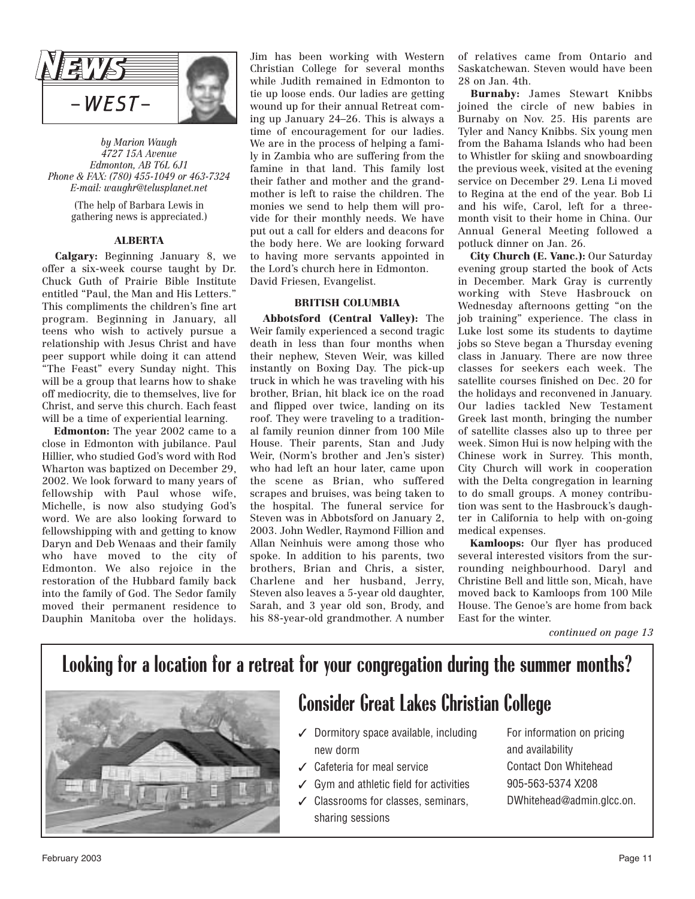# NEWS -WEST-

*by Marion Waugh*
*4727 15A Avenue*
*Edmonton, AB T6L 6J1*
*Phone & FAX: (780) 455-1049 or 463-7324*
*E-mail: waughr@telusplanet.net*

(The help of Barbara Lewis in gathering news is appreciated.)

### ALBERTA

**Calgary:** Beginning January 8, we offer a six-week course taught by Dr. Chuck Guth of Prairie Bible Institute entitled "Paul, the Man and His Letters." This compliments the children's fine art program. Beginning in January, all teens who wish to actively pursue a relationship with Jesus Christ and have peer support while doing it can attend "The Feast" every Sunday night. This will be a group that learns how to shake off mediocrity, die to themselves, live for Christ, and serve this church. Each feast will be a time of experiential learning.

**Edmonton:** The year 2002 came to a close in Edmonton with jubilance. Paul Hillier, who studied God's word with Rod Wharton was baptized on December 29, 2002. We look forward to many years of fellowship with Paul whose wife, Michelle, is now also studying God's word. We are also looking forward to fellowshipping with and getting to know Daryn and Deb Wenaas and their family who have moved to the city of Edmonton. We also rejoice in the restoration of the Hubbard family back into the family of God. The Sedor family moved their permanent residence to Dauphin Manitoba over the holidays. Jim has been working with Western Christian College for several months while Judith remained in Edmonton to tie up loose ends. Our ladies are getting wound up for their annual Retreat coming up January 24–26. This is always a time of encouragement for our ladies. We are in the process of helping a family in Zambia who are suffering from the famine in that land. This family lost their father and mother and the grandmother is left to raise the children. The monies we send to help them will provide for their monthly needs. We have put out a call for elders and deacons for the body here. We are looking forward to having more servants appointed in the Lord's church here in Edmonton. David Friesen, Evangelist.

### BRITISH COLUMBIA

**Abbotsford (Central Valley):** The Weir family experienced a second tragic death in less than four months when their nephew, Steven Weir, was killed instantly on Boxing Day. The pick-up truck in which he was traveling with his brother, Brian, hit black ice on the road and flipped over twice, landing on its roof. They were traveling to a traditional family reunion dinner from 100 Mile House. Their parents, Stan and Judy Weir, (Norm's brother and Jen's sister) who had left an hour later, came upon the scene as Brian, who suffered scrapes and bruises, was being taken to the hospital. The funeral service for Steven was in Abbotsford on January 2, 2003. John Wedler, Raymond Fillion and Allan Neinhuis were among those who spoke. In addition to his parents, two brothers, Brian and Chris, a sister, Charlene and her husband, Jerry, Steven also leaves a 5-year old daughter, Sarah, and 3 year old son, Brody, and his 88-year-old grandmother. A number of relatives came from Ontario and Saskatchewan. Steven would have been 28 on Jan. 4th.

**Burnaby:** James Stewart Knibbs joined the circle of new babies in Burnaby on Nov. 25. His parents are Tyler and Nancy Knibbs. Six young men from the Bahama Islands who had been to Whistler for skiing and snowboarding the previous week, visited at the evening service on December 29. Lena Li moved to Regina at the end of the year. Bob Li and his wife, Carol, left for a three-month visit to their home in China. Our Annual General Meeting followed a potluck dinner on Jan. 26.

**City Church (E. Vanc.):** Our Saturday evening group started the book of Acts in December. Mark Gray is currently working with Steve Hasbrouck on Wednesday afternoons getting "on the job training" experience. The class in Luke lost some its students to daytime jobs so Steve began a Thursday evening class in January. There are now three classes for seekers each week. The satellite courses finished on Dec. 20 for the holidays and reconvened in January. Our ladies tackled New Testament Greek last month, bringing the number of satellite classes also up to three per week. Simon Hui is now helping with the Chinese work in Surrey. This month, City Church will work in cooperation with the Delta congregation in learning to do small groups. A money contribution was sent to the Hasbrouck's daughter in California to help with on-going medical expenses.

**Kamloops:** Our flyer has produced several interested visitors from the surrounding neighbourhood. Daryl and Christine Bell and little son, Micah, have moved back to Kamloops from 100 Mile House. The Genoe's are home from back East for the winter.

*continued on page 13*

---

## Looking for a location for a retreat for your congregation during the summer months?

## Consider Great Lakes Christian College

- ✓ Dormitory space available, including new dorm
- ✓ Cafeteria for meal service
- ✓ Gym and athletic field for activities
- ✓ Classrooms for classes, seminars, sharing sessions

For information on pricing and availability
Contact Don Whitehead
905-563-5374 X208
DWhitehead@admin.glcc.on.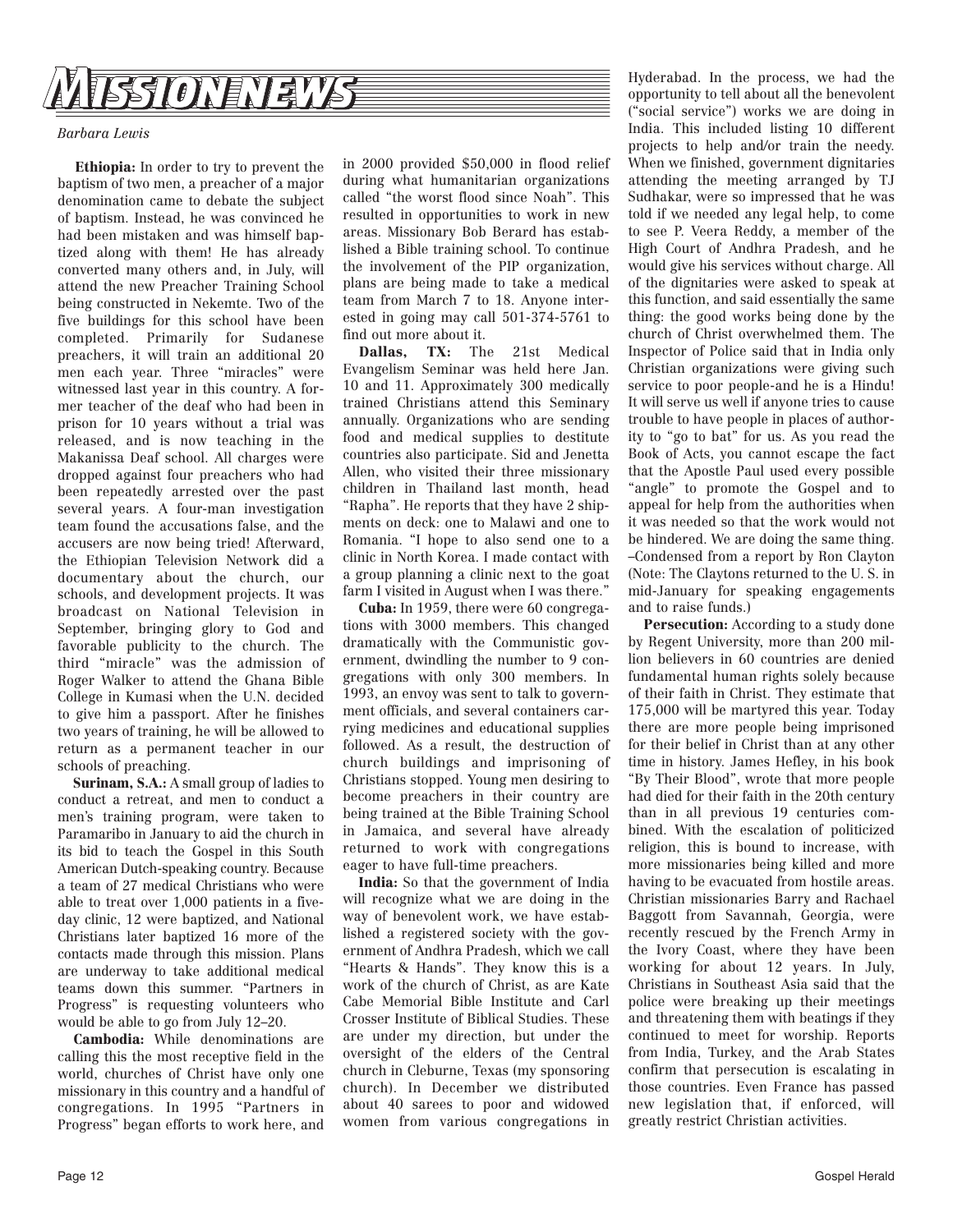# MISSION NEWS

*Barbara Lewis*

**Ethiopia:** In order to try to prevent the baptism of two men, a preacher of a major denomination came to debate the subject of baptism. Instead, he was convinced he had been mistaken and was himself baptized along with them! He has already converted many others and, in July, will attend the new Preacher Training School being constructed in Nekemte. Two of the five buildings for this school have been completed. Primarily for Sudanese preachers, it will train an additional 20 men each year. Three "miracles" were witnessed last year in this country. A former teacher of the deaf who had been in prison for 10 years without a trial was released, and is now teaching in the Makanissa Deaf school. All charges were dropped against four preachers who had been repeatedly arrested over the past several years. A four-man investigation team found the accusations false, and the accusers are now being tried! Afterward, the Ethiopian Television Network did a documentary about the church, our schools, and development projects. It was broadcast on National Television in September, bringing glory to God and favorable publicity to the church. The third "miracle" was the admission of Roger Walker to attend the Ghana Bible College in Kumasi when the U.N. decided to give him a passport. After he finishes two years of training, he will be allowed to return as a permanent teacher in our schools of preaching.

**Surinam, S.A.:** A small group of ladies to conduct a retreat, and men to conduct a men's training program, were taken to Paramaribo in January to aid the church in its bid to teach the Gospel in this South American Dutch-speaking country. Because a team of 27 medical Christians who were able to treat over 1,000 patients in a five-day clinic, 12 were baptized, and National Christians later baptized 16 more of the contacts made through this mission. Plans are underway to take additional medical teams down this summer. "Partners in Progress" is requesting volunteers who would be able to go from July 12–20.

**Cambodia:** While denominations are calling this the most receptive field in the world, churches of Christ have only one missionary in this country and a handful of congregations. In 1995 "Partners in Progress" began efforts to work here, and in 2000 provided $50,000 in flood relief during what humanitarian organizations called "the worst flood since Noah". This resulted in opportunities to work in new areas. Missionary Bob Berard has established a Bible training school. To continue the involvement of the PIP organization, plans are being made to take a medical team from March 7 to 18. Anyone interested in going may call 501-374-5761 to find out more about it.

**Dallas, TX:** The 21st Medical Evangelism Seminar was held here Jan. 10 and 11. Approximately 300 medically trained Christians attend this Seminary annually. Organizations who are sending food and medical supplies to destitute countries also participate. Sid and Jenetta Allen, who visited their three missionary children in Thailand last month, head "Rapha". He reports that they have 2 shipments on deck: one to Malawi and one to Romania. "I hope to also send one to a clinic in North Korea. I made contact with a group planning a clinic next to the goat farm I visited in August when I was there."

**Cuba:** In 1959, there were 60 congregations with 3000 members. This changed dramatically with the Communistic government, dwindling the number to 9 congregations with only 300 members. In 1993, an envoy was sent to talk to government officials, and several containers carrying medicines and educational supplies followed. As a result, the destruction of church buildings and imprisoning of Christians stopped. Young men desiring to become preachers in their country are being trained at the Bible Training School in Jamaica, and several have already returned to work with congregations eager to have full-time preachers.

**India:** So that the government of India will recognize what we are doing in the way of benevolent work, we have established a registered society with the government of Andhra Pradesh, which we call "Hearts & Hands". They know this is a work of the church of Christ, as are Kate Cabe Memorial Bible Institute and Carl Crosser Institute of Biblical Studies. These are under my direction, but under the oversight of the elders of the Central church in Cleburne, Texas (my sponsoring church). In December we distributed about 40 sarees to poor and widowed women from various congregations in Hyderabad. In the process, we had the opportunity to tell about all the benevolent ("social service") works we are doing in India. This included listing 10 different projects to help and/or train the needy. When we finished, government dignitaries attending the meeting arranged by TJ Sudhakar, were so impressed that he was told if we needed any legal help, to come to see P. Veera Reddy, a member of the High Court of Andhra Pradesh, and he would give his services without charge. All of the dignitaries were asked to speak at this function, and said essentially the same thing: the good works being done by the church of Christ overwhelmed them. The Inspector of Police said that in India only Christian organizations were giving such service to poor people-and he is a Hindu! It will serve us well if anyone tries to cause trouble to have people in places of authority to "go to bat" for us. As you read the Book of Acts, you cannot escape the fact that the Apostle Paul used every possible "angle" to promote the Gospel and to appeal for help from the authorities when it was needed so that the work would not be hindered. We are doing the same thing. –Condensed from a report by Ron Clayton (Note: The Claytons returned to the U. S. in mid-January for speaking engagements and to raise funds.)

**Persecution:** According to a study done by Regent University, more than 200 million believers in 60 countries are denied fundamental human rights solely because of their faith in Christ. They estimate that 175,000 will be martyred this year. Today there are more people being imprisoned for their belief in Christ than at any other time in history. James Hefley, in his book "By Their Blood", wrote that more people had died for their faith in the 20th century than in all previous 19 centuries combined. With the escalation of politicized religion, this is bound to increase, with more missionaries being killed and more having to be evacuated from hostile areas. Christian missionaries Barry and Rachael Baggott from Savannah, Georgia, were recently rescued by the French Army in the Ivory Coast, where they have been working for about 12 years. In July, Christians in Southeast Asia said that the police were breaking up their meetings and threatening them with beatings if they continued to meet for worship. Reports from India, Turkey, and the Arab States confirm that persecution is escalating in those countries. Even France has passed new legislation that, if enforced, will greatly restrict Christian activities.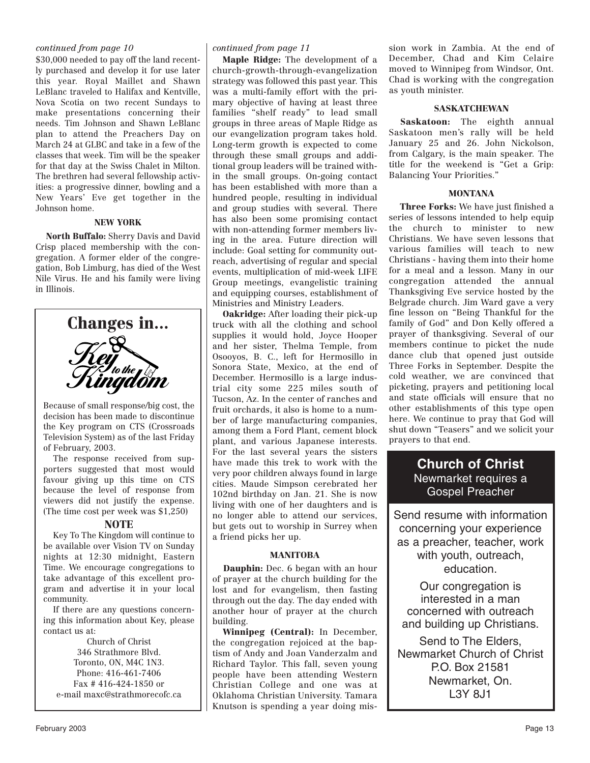*continued from page 10*

$30,000 needed to pay off the land recently purchased and develop it for use later this year. Royal Maillet and Shawn LeBlanc traveled to Halifax and Kentville, Nova Scotia on two recent Sundays to make presentations concerning their needs. Tim Johnson and Shawn LeBlanc plan to attend the Preachers Day on March 24 at GLBC and take in a few of the classes that week. Tim will be the speaker for that day at the Swiss Chalet in Milton. The brethren had several fellowship activities: a progressive dinner, bowling and a New Years' Eve get together in the Johnson home.

#### NEW YORK

**North Buffalo:** Sherry Davis and David Crisp placed membership with the congregation. A former elder of the congregation, Bob Limburg, has died of the West Nile Virus. He and his family were living in Illinois.

## Changes in... Key to the Kingdom

Because of small response/big cost, the decision has been made to discontinue the Key program on CTS (Crossroads Television System) as of the last Friday of February, 2003.

The response received from supporters suggested that most would favour giving up this time on CTS because the level of response from viewers did not justify the expense. (The time cost per week was $1,250)

### NOTE

Key To The Kingdom will continue to be available over Vision TV on Sunday nights at 12:30 midnight, Eastern Time. We encourage congregations to take advantage of this excellent program and advertise it in your local community.

If there are any questions concerning this information about Key, please contact us at:

Church of Christ
346 Strathmore Blvd.
Toronto, ON, M4C 1N3.
Phone: 416-461-7406
Fax # 416-424-1850 or
e-mail maxc@strathmorecofc.ca

*continued from page 11*

**Maple Ridge:** The development of a church-growth-through-evangelization strategy was followed this past year. This was a multi-family effort with the primary objective of having at least three families "shelf ready" to lead small groups in three areas of Maple Ridge as our evangelization program takes hold. Long-term growth is expected to come through these small groups and additional group leaders will be trained within the small groups. On-going contact has been established with more than a hundred people, resulting in individual and group studies with several. There has also been some promising contact with non-attending former members living in the area. Future direction will include: Goal setting for community outreach, advertising of regular and special events, multiplication of mid-week LIFE Group meetings, evangelistic training and equipping courses, establishment of Ministries and Ministry Leaders.

**Oakridge:** After loading their pick-up truck with all the clothing and school supplies it would hold, Joyce Hooper and her sister, Thelma Temple, from Osooyos, B. C., left for Hermosillo in Sonora State, Mexico, at the end of December. Hermosillo is a large industrial city some 225 miles south of Tucson, Az. In the center of ranches and fruit orchards, it also is home to a number of large manufacturing companies, among them a Ford Plant, cement block plant, and various Japanese interests. For the last several years the sisters have made this trek to work with the very poor children always found in large cities. Maude Simpson cerebrated her 102nd birthday on Jan. 21. She is now living with one of her daughters and is no longer able to attend our services, but gets out to worship in Surrey when a friend picks her up.

#### MANITOBA

**Dauphin:** Dec. 6 began with an hour of prayer at the church building for the lost and for evangelism, then fasting through out the day. The day ended with another hour of prayer at the church building.

**Winnipeg (Central):** In December, the congregation rejoiced at the baptism of Andy and Joan Vanderzalm and Richard Taylor. This fall, seven young people have been attending Western Christian College and one was at Oklahoma Christian University. Tamara Knutson is spending a year doing mission work in Zambia. At the end of December, Chad and Kim Celaire moved to Winnipeg from Windsor, Ont. Chad is working with the congregation as youth minister.

#### SASKATCHEWAN

**Saskatoon:** The eighth annual Saskatoon men's rally will be held January 25 and 26. John Nickolson, from Calgary, is the main speaker. The title for the weekend is "Get a Grip: Balancing Your Priorities."

#### MONTANA

**Three Forks:** We have just finished a series of lessons intended to help equip the church to minister to new Christians. We have seven lessons that various families will teach to new Christians - having them into their home for a meal and a lesson. Many in our congregation attended the annual Thanksgiving Eve service hosted by the Belgrade church. Jim Ward gave a very fine lesson on "Being Thankful for the family of God" and Don Kelly offered a prayer of thanksgiving. Several of our members continue to picket the nude dance club that opened just outside Three Forks in September. Despite the cold weather, we are convinced that picketing, prayers and petitioning local and state officials will ensure that no other establishments of this type open here. We continue to pray that God will shut down "Teasers" and we solicit your prayers to that end.

## Church of Christ

Newmarket requires a Gospel Preacher

Send resume with information concerning your experience as a preacher, teacher, work with youth, outreach, education.

Our congregation is interested in a man concerned with outreach and building up Christians.

Send to The Elders,
Newmarket Church of Christ
P.O. Box 21581
Newmarket, On.
L3Y 8J1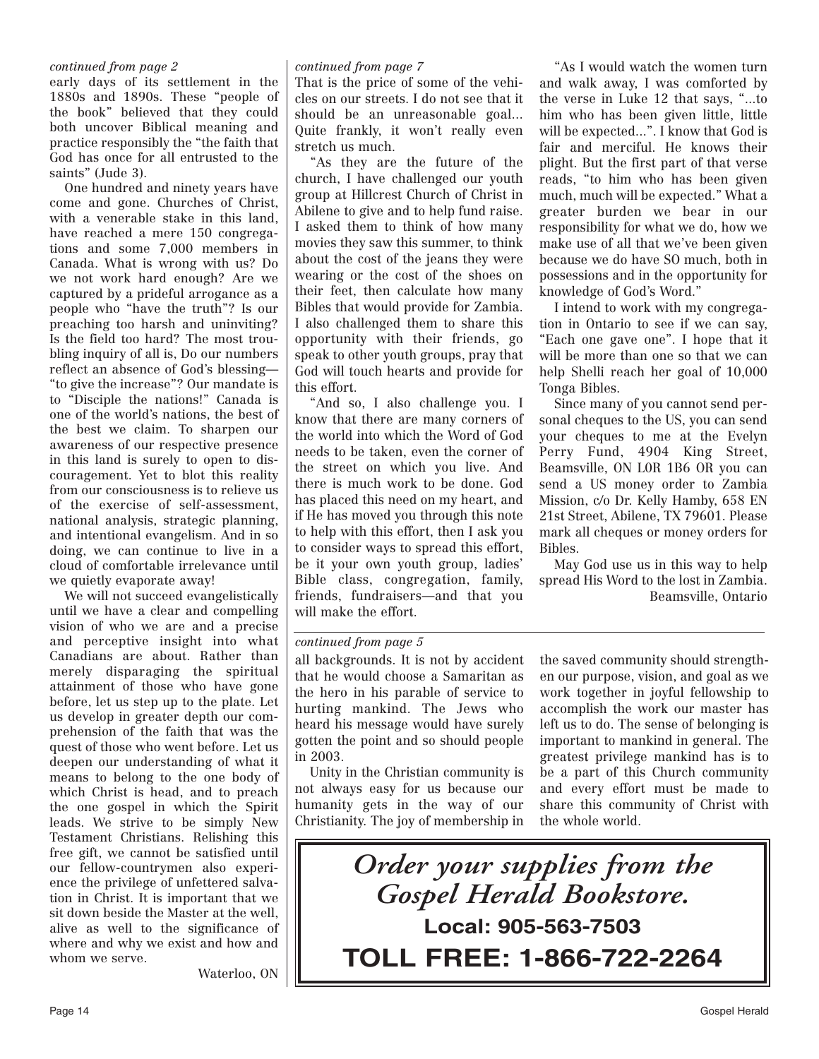*continued from page 2*

early days of its settlement in the 1880s and 1890s. These "people of the book" believed that they could both uncover Biblical meaning and practice responsibly the "the faith that God has once for all entrusted to the saints" (Jude 3).

One hundred and ninety years have come and gone. Churches of Christ, with a venerable stake in this land, have reached a mere 150 congregations and some 7,000 members in Canada. What is wrong with us? Do we not work hard enough? Are we captured by a prideful arrogance as a people who "have the truth"? Is our preaching too harsh and uninviting? Is the field too hard? The most troubling inquiry of all is, Do our numbers reflect an absence of God's blessing—"to give the increase"? Our mandate is to "Disciple the nations!" Canada is one of the world's nations, the best of the best we claim. To sharpen our awareness of our respective presence in this land is surely to open to discouragement. Yet to blot this reality from our consciousness is to relieve us of the exercise of self-assessment, national analysis, strategic planning, and intentional evangelism. And in so doing, we can continue to live in a cloud of comfortable irrelevance until we quietly evaporate away!

We will not succeed evangelistically until we have a clear and compelling vision of who we are and a precise and perceptive insight into what Canadians are about. Rather than merely disparaging the spiritual attainment of those who have gone before, let us step up to the plate. Let us develop in greater depth our comprehension of the faith that was the quest of those who went before. Let us deepen our understanding of what it means to belong to the one body of which Christ is head, and to preach the one gospel in which the Spirit leads. We strive to be simply New Testament Christians. Relishing this free gift, we cannot be satisfied until our fellow-countrymen also experience the privilege of unfettered salvation in Christ. It is important that we sit down beside the Master at the well, alive as well to the significance of where and why we exist and how and whom we serve.

Waterloo, ON

*continued from page 7*

That is the price of some of the vehicles on our streets. I do not see that it should be an unreasonable goal... Quite frankly, it won't really even stretch us much.

"As they are the future of the church, I have challenged our youth group at Hillcrest Church of Christ in Abilene to give and to help fund raise. I asked them to think of how many movies they saw this summer, to think about the cost of the jeans they were wearing or the cost of the shoes on their feet, then calculate how many Bibles that would provide for Zambia. I also challenged them to share this opportunity with their friends, go speak to other youth groups, pray that God will touch hearts and provide for this effort.

"And so, I also challenge you. I know that there are many corners of the world into which the Word of God needs to be taken, even the corner of the street on which you live. And there is much work to be done. God has placed this need on my heart, and if He has moved you through this note to help with this effort, then I ask you to consider ways to spread this effort, be it your own youth group, ladies' Bible class, congregation, family, friends, fundraisers—and that you will make the effort.

"As I would watch the women turn and walk away, I was comforted by the verse in Luke 12 that says, "...to him who has been given little, little will be expected...". I know that God is fair and merciful. He knows their plight. But the first part of that verse reads, "to him who has been given much, much will be expected." What a greater burden we bear in our responsibility for what we do, how we make use of all that we've been given because we do have SO much, both in possessions and in the opportunity for knowledge of God's Word."

I intend to work with my congregation in Ontario to see if we can say, "Each one gave one". I hope that it will be more than one so that we can help Shelli reach her goal of 10,000 Tonga Bibles.

Since many of you cannot send personal cheques to the US, you can send your cheques to me at the Evelyn Perry Fund, 4904 King Street, Beamsville, ON L0R 1B6 OR you can send a US money order to Zambia Mission, c/o Dr. Kelly Hamby, 658 EN 21st Street, Abilene, TX 79601. Please mark all cheques or money orders for Bibles.

May God use us in this way to help spread His Word to the lost in Zambia.

Beamsville, Ontario

*continued from page 5*

all backgrounds. It is not by accident that he would choose a Samaritan as the hero in his parable of service to hurting mankind. The Jews who heard his message would have surely gotten the point and so should people in 2003.

Unity in the Christian community is not always easy for us because our humanity gets in the way of our Christianity. The joy of membership in the saved community should strengthen our purpose, vision, and goal as we work together in joyful fellowship to accomplish the work our master has left us to do. The sense of belonging is important to mankind in general. The greatest privilege mankind has is to be a part of this Church community and every effort must be made to share this community of Christ with the whole world.

*Order your supplies from the Gospel Herald Bookstore.*

**Local: 905-563-7503**

**TOLL FREE: 1-866-722-2264**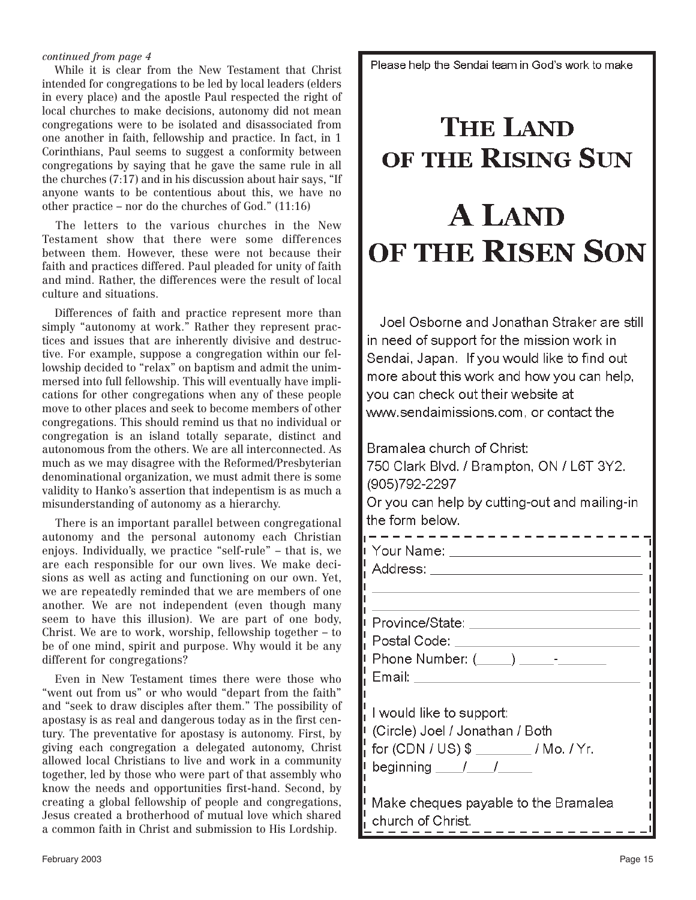*continued from page 4*

While it is clear from the New Testament that Christ intended for congregations to be led by local leaders (elders in every place) and the apostle Paul respected the right of local churches to make decisions, autonomy did not mean congregations were to be isolated and disassociated from one another in faith, fellowship and practice. In fact, in 1 Corinthians, Paul seems to suggest a conformity between congregations by saying that he gave the same rule in all the churches (7:17) and in his discussion about hair says, "If anyone wants to be contentious about this, we have no other practice – nor do the churches of God." (11:16)

The letters to the various churches in the New Testament show that there were some differences between them. However, these were not because their faith and practices differed. Paul pleaded for unity of faith and mind. Rather, the differences were the result of local culture and situations.

Differences of faith and practice represent more than simply "autonomy at work." Rather they represent practices and issues that are inherently divisive and destructive. For example, suppose a congregation within our fellowship decided to "relax" on baptism and admit the unimmersed into full fellowship. This will eventually have implications for other congregations when any of these people move to other places and seek to become members of other congregations. This should remind us that no individual or congregation is an island totally separate, distinct and autonomous from the others. We are all interconnected. As much as we may disagree with the Reformed/Presbyterian denominational organization, we must admit there is some validity to Hanko's assertion that indepentism is as much a misunderstanding of autonomy as a hierarchy.

There is an important parallel between congregational autonomy and the personal autonomy each Christian enjoys. Individually, we practice "self-rule" – that is, we are each responsible for our own lives. We make decisions as well as acting and functioning on our own. Yet, we are repeatedly reminded that we are members of one another. We are not independent (even though many seem to have this illusion). We are part of one body, Christ. We are to work, worship, fellowship together – to be of one mind, spirit and purpose. Why would it be any different for congregations?

Even in New Testament times there were those who "went out from us" or who would "depart from the faith" and "seek to draw disciples after them." The possibility of apostasy is as real and dangerous today as in the first century. The preventative for apostasy is autonomy. First, by giving each congregation a delegated autonomy, Christ allowed local Christians to live and work in a community together, led by those who were part of that assembly who know the needs and opportunities first-hand. Second, by creating a global fellowship of people and congregations, Jesus created a brotherhood of mutual love which shared a common faith in Christ and submission to His Lordship.

---

Please help the Sendai team in God's work to make

# THE LAND OF THE RISING SUN

# A LAND OF THE RISEN SON

Joel Osborne and Jonathan Straker are still in need of support for the mission work in Sendai, Japan. If you would like to find out more about this work and how you can help, you can check out their website at www.sendaimissions.com, or contact the

Bramalea church of Christ:
750 Clark Blvd. / Brampton, ON / L6T 3Y2.
(905)792-2297
Or you can help by cutting-out and mailing-in the form below.

Your Name: ______________________
Address: ______________________
______________________
______________________
Province/State: ______________________
Postal Code: ______________________
Phone Number: (____) ____-______
Email: ______________________

I would like to support:
(Circle) Joel / Jonathan / Both
for (CDN / US) $ _______ / Mo. / Yr.
beginning ___/___/____

Make cheques payable to the Bramalea church of Christ.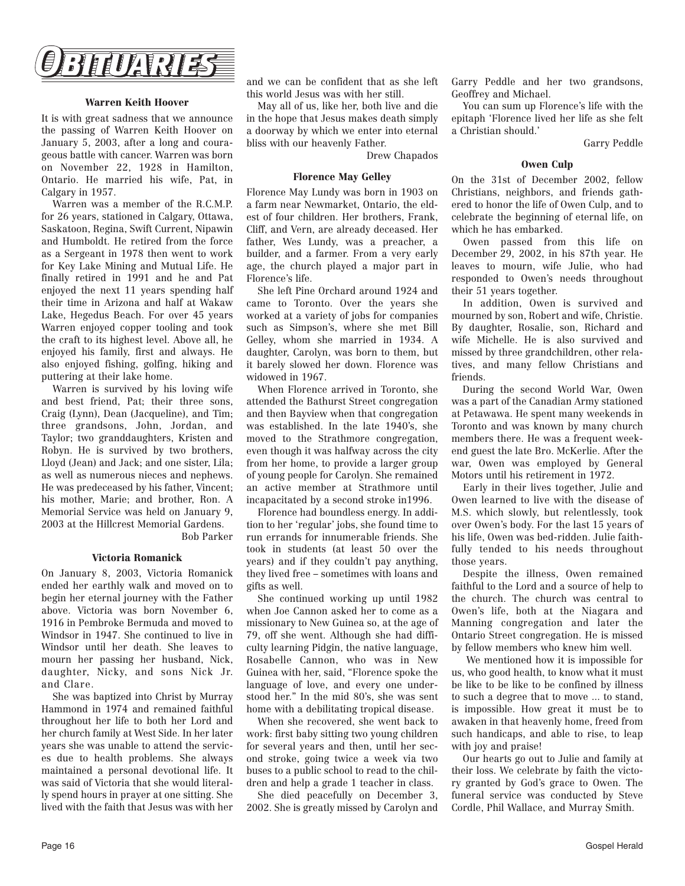# OBITUARIES

### Warren Keith Hoover

It is with great sadness that we announce the passing of Warren Keith Hoover on January 5, 2003, after a long and courageous battle with cancer. Warren was born on November 22, 1928 in Hamilton, Ontario. He married his wife, Pat, in Calgary in 1957.

Warren was a member of the R.C.M.P. for 26 years, stationed in Calgary, Ottawa, Saskatoon, Regina, Swift Current, Nipawin and Humboldt. He retired from the force as a Sergeant in 1978 then went to work for Key Lake Mining and Mutual Life. He finally retired in 1991 and he and Pat enjoyed the next 11 years spending half their time in Arizona and half at Wakaw Lake, Hegedus Beach. For over 45 years Warren enjoyed copper tooling and took the craft to its highest level. Above all, he enjoyed his family, first and always. He also enjoyed fishing, golfing, hiking and puttering at their lake home.

Warren is survived by his loving wife and best friend, Pat; their three sons, Craig (Lynn), Dean (Jacqueline), and Tim; three grandsons, John, Jordan, and Taylor; two granddaughters, Kristen and Robyn. He is survived by two brothers, Lloyd (Jean) and Jack; and one sister, Lila; as well as numerous nieces and nephews. He was predeceased by his father, Vincent; his mother, Marie; and brother, Ron. A Memorial Service was held on January 9, 2003 at the Hillcrest Memorial Gardens.

Bob Parker

### Victoria Romanick

On January 8, 2003, Victoria Romanick ended her earthly walk and moved on to begin her eternal journey with the Father above. Victoria was born November 6, 1916 in Pembroke Bermuda and moved to Windsor in 1947. She continued to live in Windsor until her death. She leaves to mourn her passing her husband, Nick, daughter, Nicky, and sons Nick Jr. and Clare.

She was baptized into Christ by Murray Hammond in 1974 and remained faithful throughout her life to both her Lord and her church family at West Side. In her later years she was unable to attend the services due to health problems. She always maintained a personal devotional life. It was said of Victoria that she would literally spend hours in prayer at one sitting. She lived with the faith that Jesus was with her and we can be confident that as she left this world Jesus was with her still.

May all of us, like her, both live and die in the hope that Jesus makes death simply a doorway by which we enter into eternal bliss with our heavenly Father.

Drew Chapados

### Florence May Gelley

Florence May Lundy was born in 1903 on a farm near Newmarket, Ontario, the eldest of four children. Her brothers, Frank, Cliff, and Vern, are already deceased. Her father, Wes Lundy, was a preacher, a builder, and a farmer. From a very early age, the church played a major part in Florence's life.

She left Pine Orchard around 1924 and came to Toronto. Over the years she worked at a variety of jobs for companies such as Simpson's, where she met Bill Gelley, whom she married in 1934. A daughter, Carolyn, was born to them, but it barely slowed her down. Florence was widowed in 1967.

When Florence arrived in Toronto, she attended the Bathurst Street congregation and then Bayview when that congregation was established. In the late 1940's, she moved to the Strathmore congregation, even though it was halfway across the city from her home, to provide a larger group of young people for Carolyn. She remained an active member at Strathmore until incapacitated by a second stroke in1996.

Florence had boundless energy. In addition to her 'regular' jobs, she found time to run errands for innumerable friends. She took in students (at least 50 over the years) and if they couldn't pay anything, they lived free – sometimes with loans and gifts as well.

She continued working up until 1982 when Joe Cannon asked her to come as a missionary to New Guinea so, at the age of 79, off she went. Although she had difficulty learning Pidgin, the native language, Rosabelle Cannon, who was in New Guinea with her, said, "Florence spoke the language of love, and every one understood her." In the mid 80's, she was sent home with a debilitating tropical disease.

When she recovered, she went back to work: first baby sitting two young children for several years and then, until her second stroke, going twice a week via two buses to a public school to read to the children and help a grade 1 teacher in class.

She died peacefully on December 3, 2002. She is greatly missed by Carolyn and Garry Peddle and her two grandsons, Geoffrey and Michael.

You can sum up Florence's life with the epitaph 'Florence lived her life as she felt a Christian should.'

Garry Peddle

### Owen Culp

On the 31st of December 2002, fellow Christians, neighbors, and friends gathered to honor the life of Owen Culp, and to celebrate the beginning of eternal life, on which he has embarked.

Owen passed from this life on December 29, 2002, in his 87th year. He leaves to mourn, wife Julie, who had responded to Owen's needs throughout their 51 years together.

In addition, Owen is survived and mourned by son, Robert and wife, Christie. By daughter, Rosalie, son, Richard and wife Michelle. He is also survived and missed by three grandchildren, other relatives, and many fellow Christians and friends.

During the second World War, Owen was a part of the Canadian Army stationed at Petawawa. He spent many weekends in Toronto and was known by many church members there. He was a frequent weekend guest the late Bro. McKerlie. After the war, Owen was employed by General Motors until his retirement in 1972.

Early in their lives together, Julie and Owen learned to live with the disease of M.S. which slowly, but relentlessly, took over Owen's body. For the last 15 years of his life, Owen was bed-ridden. Julie faithfully tended to his needs throughout those years.

Despite the illness, Owen remained faithful to the Lord and a source of help to the church. The church was central to Owen's life, both at the Niagara and Manning congregation and later the Ontario Street congregation. He is missed by fellow members who knew him well.

We mentioned how it is impossible for us, who good health, to know what it must be like to be like to be confined by illness to such a degree that to move ... to stand, is impossible. How great it must be to awaken in that heavenly home, freed from such handicaps, and able to rise, to leap with joy and praise!

Our hearts go out to Julie and family at their loss. We celebrate by faith the victory granted by God's grace to Owen. The funeral service was conducted by Steve Cordle, Phil Wallace, and Murray Smith.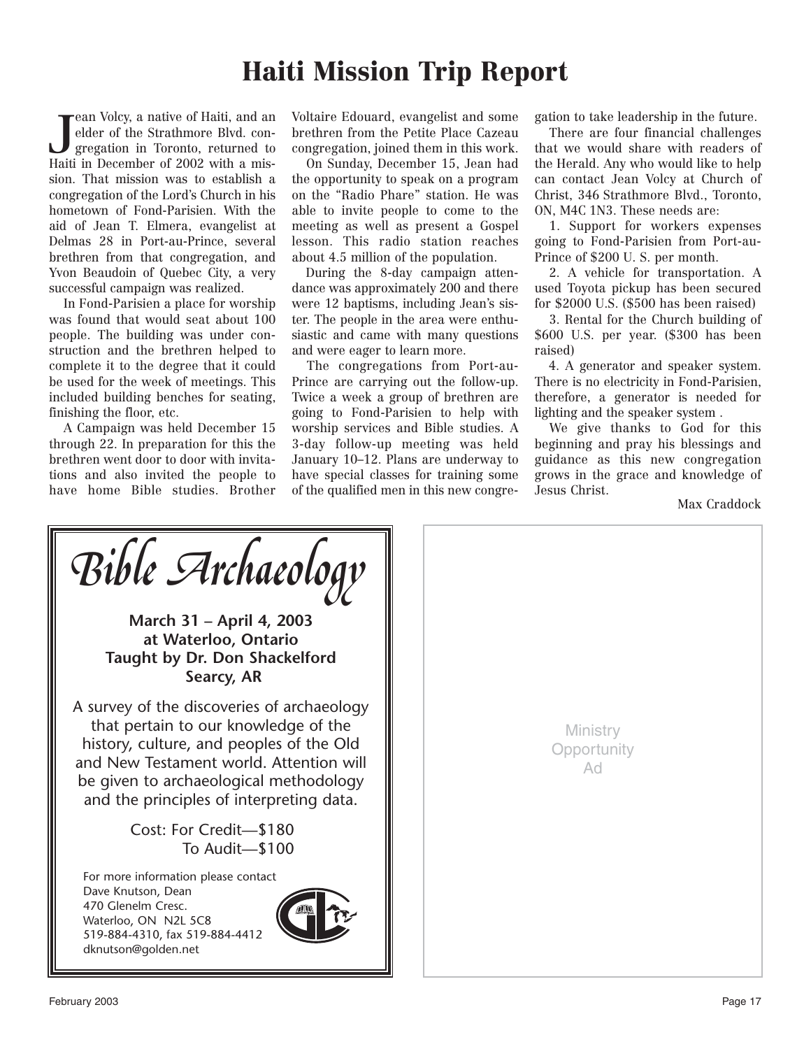# Haiti Mission Trip Report

Jean Volcy, a native of Haiti, and an elder of the Strathmore Blvd. congregation in Toronto, returned to Haiti in December of 2002 with a mission. That mission was to establish a congregation of the Lord's Church in his hometown of Fond-Parisien. With the aid of Jean T. Elmera, evangelist at Delmas 28 in Port-au-Prince, several brethren from that congregation, and Yvon Beaudoin of Quebec City, a very successful campaign was realized.

In Fond-Parisien a place for worship was found that would seat about 100 people. The building was under construction and the brethren helped to complete it to the degree that it could be used for the week of meetings. This included building benches for seating, finishing the floor, etc.

A Campaign was held December 15 through 22. In preparation for this the brethren went door to door with invitations and also invited the people to have home Bible studies. Brother Voltaire Edouard, evangelist and some brethren from the Petite Place Cazeau congregation, joined them in this work.

On Sunday, December 15, Jean had the opportunity to speak on a program on the "Radio Phare" station. He was able to invite people to come to the meeting as well as present a Gospel lesson. This radio station reaches about 4.5 million of the population.

During the 8-day campaign attendance was approximately 200 and there were 12 baptisms, including Jean's sister. The people in the area were enthusiastic and came with many questions and were eager to learn more.

The congregations from Port-au-Prince are carrying out the follow-up. Twice a week a group of brethren are going to Fond-Parisien to help with worship services and Bible studies. A 3-day follow-up meeting was held January 10–12. Plans are underway to have special classes for training some of the qualified men in this new congregation to take leadership in the future.

There are four financial challenges that we would share with readers of the Herald. Any who would like to help can contact Jean Volcy at Church of Christ, 346 Strathmore Blvd., Toronto, ON, M4C 1N3. These needs are:

1. Support for workers expenses going to Fond-Parisien from Port-au-Prince of $200 U. S. per month.
2. A vehicle for transportation. A used Toyota pickup has been secured for $2000 U.S. ($500 has been raised)
3. Rental for the Church building of $600 U.S. per year. ($300 has been raised)
4. A generator and speaker system. There is no electricity in Fond-Parisien, therefore, a generator is needed for lighting and the speaker system .

We give thanks to God for this beginning and pray his blessings and guidance as this new congregation grows in the grace and knowledge of Jesus Christ.

Max Craddock

---

## *Bible Archaeology*

**March 31 – April 4, 2003**
**at Waterloo, Ontario**
**Taught by Dr. Don Shackelford**
**Searcy, AR**

A survey of the discoveries of archaeology that pertain to our knowledge of the history, culture, and peoples of the Old and New Testament world. Attention will be given to archaeological methodology and the principles of interpreting data.

Cost: For Credit—$180
To Audit—$100

For more information please contact
Dave Knutson, Dean
470 Glenelm Cresc.
Waterloo, ON N2L 5C8
519-884-4310, fax 519-884-4412
dknutson@golden.net

---

Ministry Opportunity Ad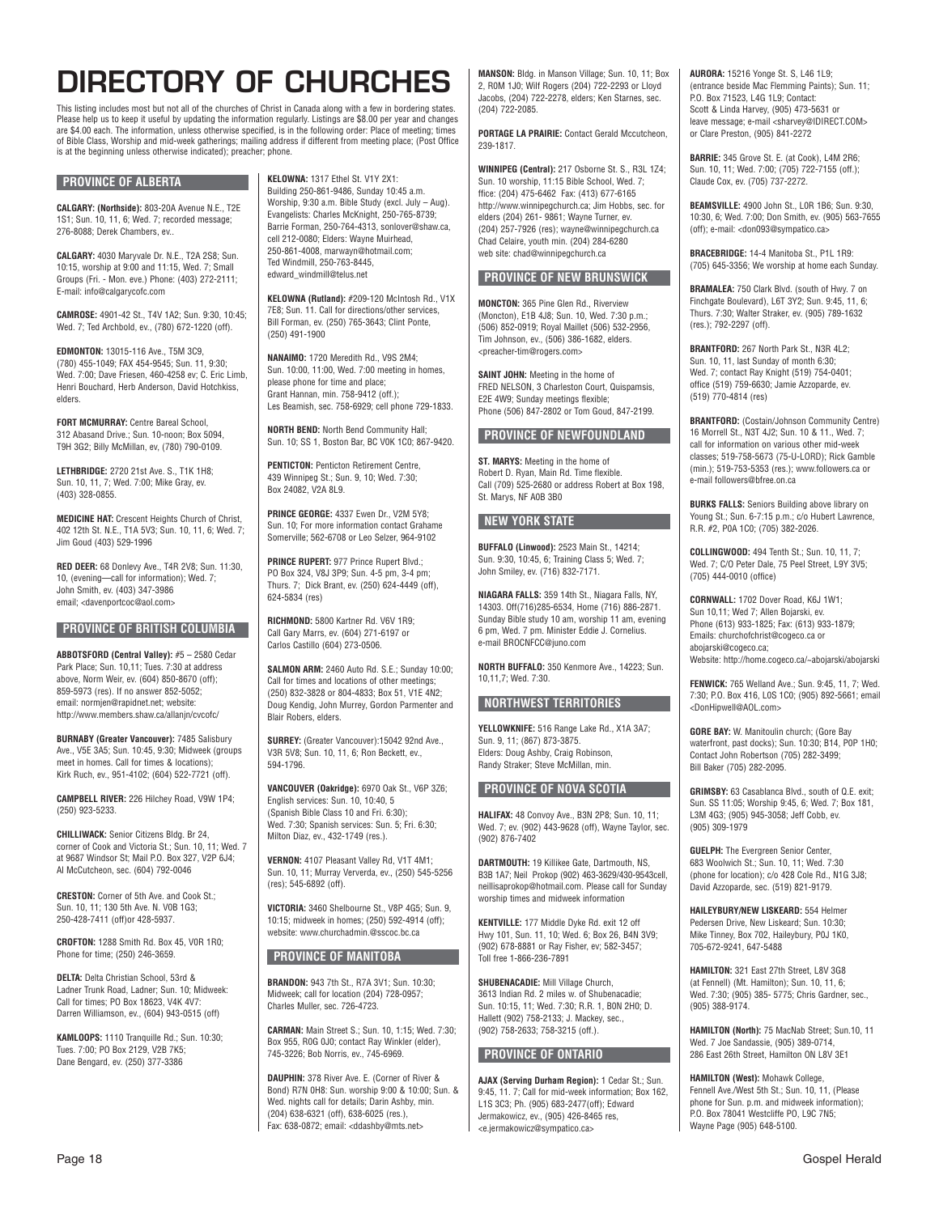# DIRECTORY OF CHURCHES

This listing includes most but not all of the churches of Christ in Canada along with a few in bordering states. Please help us to keep it useful by updating the information regularly. Listings are $8.00 per year and changes are $4.00 each. The information, unless otherwise specified, is in the following order: Place of meeting; times of Bible Class, Worship and mid-week gatherings; mailing address if different from meeting place; (Post Office is at the beginning unless otherwise indicated); preacher; phone.

## PROVINCE OF ALBERTA

**CALGARY: (Northside):** 803-20A Avenue N.E., T2E 1S1; Sun. 10, 11, 6; Wed. 7; recorded message; 276-8088; Derek Chambers, ev..

**CALGARY:** 4030 Maryvale Dr. N.E., T2A 2S8; Sun. 10:15, worship at 9:00 and 11:15, Wed. 7; Small Groups (Fri. - Mon. eve.) Phone: (403) 272-2111; E-mail: info@calgarycofc.com

**CAMROSE:** 4901-42 St., T4V 1A2; Sun. 9:30, 10:45; Wed. 7; Ted Archbold, ev., (780) 672-1220 (off).

**EDMONTON:** 13015-116 Ave., T5M 3C9, (780) 455-1049; FAX 454-9545; Sun. 11, 9:30; Wed. 7:00; Dave Friesen, 460-4258 ev; C. Eric Limb, Henri Bouchard, Herb Anderson, David Hotchkiss, elders.

**FORT MCMURRAY:** Centre Bareal School, 312 Abasand Drive.; Sun. 10-noon; Box 5094, T9H 3G2; Billy McMillan, ev, (780) 790-0109.

**LETHBRIDGE:** 2720 21st Ave. S., T1K 1H8; Sun. 10, 11, 7; Wed. 7:00; Mike Gray, ev. (403) 328-0855.

**MEDICINE HAT:** Crescent Heights Church of Christ, 402 12th St. N.E., T1A 5V3; Sun. 10, 11, 6; Wed. 7; Jim Goud (403) 529-1996

**RED DEER:** 68 Donlevy Ave., T4R 2V8; Sun. 11:30, 10, (evening—call for information); Wed. 7; John Smith, ev. (403) 347-3986 email; <davenportcoc@aol.com>

## PROVINCE OF BRITISH COLUMBIA

**ABBOTSFORD (Central Valley):** #5 – 2580 Cedar Park Place; Sun. 10,11; Tues. 7:30 at address above, Norm Weir, ev. (604) 850-8670 (off); 859-5973 (res). If no answer 852-5052; email: normjen@rapidnet.net; website: http://www.members.shaw.ca/allanjn/cvcofc/

**BURNABY (Greater Vancouver):** 7485 Salisbury Ave., V5E 3A5; Sun. 10:45, 9:30; Midweek (groups meet in homes. Call for times & locations); Kirk Ruch, ev., 951-4102; (604) 522-7721 (off).

**CAMPBELL RIVER:** 226 Hilchey Road, V9W 1P4; (250) 923-5233.

**CHILLIWACK:** Senior Citizens Bldg. Br 24, corner of Cook and Victoria St.; Sun. 10, 11; Wed. 7 at 9687 Windsor St; Mail P.O. Box 327, V2P 6J4; Al McCutcheon, sec. (604) 792-0046

**CRESTON:** Corner of 5th Ave. and Cook St.; Sun. 10, 11; 130 5th Ave. N. V0B 1G3; 250-428-7411 (off)or 428-5937.

**CROFTON:** 1288 Smith Rd. Box 45, V0R 1R0; Phone for time; (250) 246-3659.

**DELTA:** Delta Christian School, 53rd & Ladner Trunk Road, Ladner; Sun. 10; Midweek: Call for times; PO Box 18623, V4K 4V7: Darren Williamson, ev., (604) 943-0515 (off)

**KAMLOOPS:** 1110 Tranquille Rd.; Sun. 10:30; Tues. 7:00; PO Box 2129, V2B 7K5; Dane Bengard, ev. (250) 377-3386

**KELOWNA:** 1317 Ethel St. V1Y 2X1: Building 250-861-9486, Sunday 10:45 a.m. Worship, 9:30 a.m. Bible Study (excl. July – Aug). Evangelists: Charles McKnight, 250-765-8739; Barrie Forman, 250-764-4313, sonlover@shaw.ca, cell 212-0080; Elders: Wayne Muirhead, 250-861-4008, marwayn@hotmail.com; Ted Windmill, 250-763-8445, edward_windmill@telus.net

**KELOWNA (Rutland):** #209-120 McIntosh Rd., V1X 7E8; Sun. 11. Call for directions/other services, Bill Forman, ev. (250) 765-3643; Clint Ponte, (250) 491-1900

**NANAIMO:** 1720 Meredith Rd., V9S 2M4; Sun. 10:00, 11:00, Wed. 7:00 meeting in homes, please phone for time and place; Grant Hannan, min. 758-9412 (off.); Les Beamish, sec. 758-6929; cell phone 729-1833.

**NORTH BEND:** North Bend Community Hall; Sun. 10; SS 1, Boston Bar, BC V0K 1C0; 867-9420.

**PENTICTON:** Penticton Retirement Centre, 439 Winnipeg St.; Sun. 9, 10; Wed. 7:30; Box 24082, V2A 8L9.

**PRINCE GEORGE:** 4337 Ewen Dr., V2M 5Y8; Sun. 10; For more information contact Grahame Somerville; 562-6708 or Leo Selzer, 964-9102

**PRINCE RUPERT:** 977 Prince Rupert Blvd.; PO Box 324, V8J 3P9; Sun. 4-5 pm, 3-4 pm; Thurs. 7; Dick Brant, ev. (250) 624-4449 (off), 624-5834 (res)

**RICHMOND:** 5800 Kartner Rd. V6V 1R9; Call Gary Marrs, ev. (604) 271-6197 or Carlos Castillo (604) 273-0506.

**SALMON ARM:** 2460 Auto Rd. S.E.; Sunday 10:00; Call for times and locations of other meetings; (250) 832-3828 or 804-4833; Box 51, V1E 4N2; Doug Kendig, John Murrey, Gordon Parmenter and Blair Robers, elders.

**SURREY:** (Greater Vancouver):15042 92nd Ave., V3R 5V8; Sun. 10, 11, 6; Ron Beckett, ev., 594-1796.

**VANCOUVER (Oakridge):** 6970 Oak St., V6P 3Z6; English services: Sun. 10, 10:40, 5 (Spanish Bible Class 10 and Fri. 6:30); Wed. 7:30; Spanish services: Sun. 5; Fri. 6:30; Milton Diaz, ev., 432-1749 (res.).

**VERNON:** 4107 Pleasant Valley Rd, V1T 4M1; Sun. 10, 11; Murray Ververda, ev., (250) 545-5256 (res); 545-6892 (off).

**VICTORIA:** 3460 Shelbourne St., V8P 4G5; Sun. 9, 10:15; midweek in homes; (250) 592-4914 (off); website: www.churchadmin.@sscoc.bc.ca

## PROVINCE OF MANITOBA

**BRANDON:** 943 7th St., R7A 3V1; Sun. 10:30; Midweek; call for location (204) 728-0957; Charles Muller, sec. 726-4723.

**CARMAN:** Main Street S.; Sun. 10, 1:15; Wed. 7:30; Box 955, R0G 0J0; contact Ray Winkler (elder), 745-3226; Bob Norris, ev., 745-6969.

**DAUPHIN:** 378 River Ave. E. (Corner of River & Bond) R7N 0H8: Sun. worship 9:00 & 10:00; Sun. & Wed. nights call for details; Darin Ashby, min. (204) 638-6321 (off), 638-6025 (res.), Fax: 638-0872; email: <ddashby@mts.net>

**MANSON:** Bldg. in Manson Village; Sun. 10, 11; Box 2, R0M 1J0; Wilf Rogers (204) 722-2293 or Lloyd Jacobs, (204) 722-2278, elders; Ken Starnes, sec. (204) 722-2085.

**PORTAGE LA PRAIRIE:** Contact Gerald Mccutcheon, 239-1817.

**WINNIPEG (Central):** 217 Osborne St. S., R3L 1Z4; Sun. 10 worship, 11:15 Bible School, Wed. 7; ffice: (204) 475-6462 Fax: (413) 677-6165 http://www.winnipegchurch.ca; Jim Hobbs, sec. for elders (204) 261- 9861; Wayne Turner, ev. (204) 257-7926 (res); wayne@winnipegchurch.ca Chad Celaire, youth min. (204) 284-6280 web site: chad@winnipegchurch.ca

## PROVINCE OF NEW BRUNSWICK

**MONCTON:** 365 Pine Glen Rd., Riverview (Moncton), E1B 4J8; Sun. 10, Wed. 7:30 p.m.; (506) 852-0919; Royal Maillet (506) 532-2956, Tim Johnson, ev., (506) 386-1682, elders. <preacher-tim@rogers.com>

**SAINT JOHN:** Meeting in the home of FRED NELSON, 3 Charleston Court, Quispamsis, E2E 4W9; Sunday meetings flexible; Phone (506) 847-2802 or Tom Goud, 847-2199.

## PROVINCE OF NEWFOUNDLAND

**ST. MARYS:** Meeting in the home of Robert D. Ryan, Main Rd. Time flexible. Call (709) 525-2680 or address Robert at Box 198, St. Marys, NF A0B 3B0

## NEW YORK STATE

**BUFFALO (Linwood):** 2523 Main St., 14214; Sun. 9:30, 10:45, 6; Training Class 5; Wed. 7; John Smiley, ev. (716) 832-7171.

**NIAGARA FALLS:** 359 14th St., Niagara Falls, NY, 14303. Off(716)285-6534, Home (716) 886-2871. Sunday Bible study 10 am, worship 11 am, evening 6 pm, Wed. 7 pm. Minister Eddie J. Cornelius. e-mail BROCNFCC@juno.com

**NORTH BUFFALO:** 350 Kenmore Ave., 14223; Sun. 10,11,7; Wed. 7:30.

## NORTHWEST TERRITORIES

**YELLOWKNIFE:** 516 Range Lake Rd., X1A 3A7; Sun. 9, 11; (867) 873-3875. Elders: Doug Ashby, Craig Robinson, Randy Straker; Steve McMillan, min.

## PROVINCE OF NOVA SCOTIA

**HALIFAX:** 48 Convoy Ave., B3N 2P8; Sun. 10, 11; Wed. 7; ev. (902) 443-9628 (off), Wayne Taylor, sec. (902) 876-7402

**DARTMOUTH:** 19 Killikee Gate, Dartmouth, NS, B3B 1A7; Neil Prokop (902) 463-3629/430-9543cell, neillisaprokop@hotmail.com. Please call for Sunday worship times and midweek information

**KENTVILLE:** 177 Middle Dyke Rd. exit 12 off Hwy 101, Sun. 11, 10; Wed. 6; Box 26, B4N 3V9; (902) 678-8881 or Ray Fisher, ev; 582-3457; Toll free 1-866-236-7891

**SHUBENACADIE:** Mill Village Church, 3613 Indian Rd. 2 miles w. of Shubenacadie; Sun. 10:15, 11; Wed. 7:30; R.R. 1, B0N 2H0; D. Hallett (902) 758-2133; J. Mackey, sec., (902) 758-2633; 758-3215 (off.).

## PROVINCE OF ONTARIO

**AJAX (Serving Durham Region):** 1 Cedar St.; Sun. 9:45, 11. 7; Call for mid-week information; Box 162, L1S 3C3; Ph. (905) 683-2477(off); Edward Jermakowicz, ev., (905) 426-8465 res, <e.jermakowicz@sympatico.ca>

**AURORA:** 15216 Yonge St. S, L46 1L9; (entrance beside Mac Flemming Paints); Sun. 11; P.O. Box 71523, L4G 1L9; Contact: Scott & Linda Harvey, (905) 473-5631 or leave message; e-mail <sharvey@IDIRECT.COM> or Clare Preston, (905) 841-2272

**BARRIE:** 345 Grove St. E. (at Cook), L4M 2R6; Sun. 10, 11; Wed. 7:00; (705) 722-7155 (off.); Claude Cox, ev. (705) 737-2272.

**BEAMSVILLE:** 4900 John St., L0R 1B6; Sun. 9:30, 10:30, 6; Wed. 7:00; Don Smith, ev. (905) 563-7655 (off); e-mail: <don093@sympatico.ca>

**BRACEBRIDGE:** 14-4 Manitoba St., P1L 1R9: (705) 645-3356; We worship at home each Sunday.

**BRAMALEA:** 750 Clark Blvd. (south of Hwy. 7 on Finchgate Boulevard), L6T 3Y2; Sun. 9:45, 11, 6; Thurs. 7:30; Walter Straker, ev. (905) 789-1632 (res.); 792-2297 (off).

**BRANTFORD:** 267 North Park St., N3R 4L2; Sun. 10, 11, last Sunday of month 6:30; Wed. 7; contact Ray Knight (519) 754-0401; office (519) 759-6630; Jamie Azzoparde, ev. (519) 770-4814 (res)

**BRANTFORD:** (Costain/Johnson Community Centre) 16 Morrell St., N3T 4J2; Sun. 10 & 11., Wed. 7; call for information on various other mid-week classes; 519-758-5673 (75-U-LORD); Rick Gamble (min.); 519-753-5353 (res.); www.followers.ca or e-mail followers@bfree.on.ca

**BURKS FALLS:** Seniors Building above library on Young St.; Sun. 6-7:15 p.m.; c/o Hubert Lawrence, R.R. #2, P0A 1C0; (705) 382-2026.

**COLLINGWOOD:** 494 Tenth St.; Sun. 10, 11, 7; Wed. 7; C/O Peter Dale, 75 Peel Street, L9Y 3V5; (705) 444-0010 (office)

**CORNWALL:** 1702 Dover Road, K6J 1W1; Sun 10,11; Wed 7; Allen Bojarski, ev. Phone (613) 933-1825; Fax: (613) 933-1879; Emails: churchofchrist@cogeco.ca or abojarski@cogeco.ca; Website: http://home.cogeco.ca/~abojarski/abojarski

**FENWICK:** 765 Welland Ave.; Sun. 9:45, 11, 7; Wed. 7:30; P.O. Box 416, L0S 1C0; (905) 892-5661; email <DonHipwell@AOL.com>

**GORE BAY:** W. Manitoulin church; (Gore Bay waterfront, past docks); Sun. 10:30; B14, P0P 1H0; Contact John Robertson (705) 282-3499; Bill Baker (705) 282-2095.

**GRIMSBY:** 63 Casablanca Blvd., south of Q.E. exit; Sun. SS 11:05; Worship 9:45, 6; Wed. 7; Box 181, L3M 4G3; (905) 945-3058; Jeff Cobb, ev. (905) 309-1979

**GUELPH:** The Evergreen Senior Center, 683 Woolwich St.; Sun. 10, 11; Wed. 7:30 (phone for location); c/o 428 Cole Rd., N1G 3J8; David Azzoparde, sec. (519) 821-9179.

**HAILEYBURY/NEW LISKEARD:** 554 Helmer Pedersen Drive, New Liskeard; Sun. 10:30; Mike Tinney, Box 702, Haileybury, P0J 1K0, 705-672-9241, 647-5488

**HAMILTON:** 321 East 27th Street, L8V 3G8 (at Fennell) (Mt. Hamilton); Sun. 10, 11, 6; Wed. 7:30; (905) 385- 5775; Chris Gardner, sec., (905) 388-9174.

**HAMILTON (North):** 75 MacNab Street; Sun.10, 11 Wed. 7 Joe Sandassie, (905) 389-0714, 286 East 26th Street, Hamilton ON L8V 3E1

**HAMILTON (West):** Mohawk College, Fennell Ave./West 5th St.; Sun. 10, 11, (Please phone for Sun. p.m. and midweek information); P.O. Box 78041 Westcliffe PO, L9C 7N5; Wayne Page (905) 648-5100.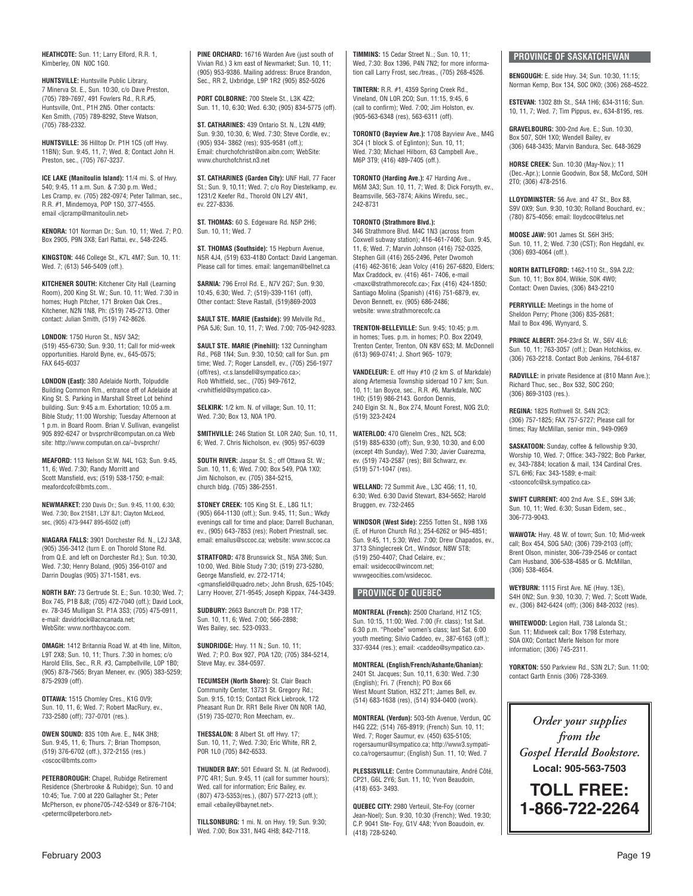**HEATHCOTE:** Sun. 11; Larry Elford, R.R. 1, Kimberley, ON N0C 1G0.

**HUNTSVILLE:** Huntsville Public Library, 7 Minerva St. E., Sun. 10:30, c/o Dave Preston, (705) 789-7697, 491 Fowlers Rd., R.R.#5, Huntsville, Ont., P1H 2N5. Other contacts: Ken Smith, (705) 789-8292, Steve Watson, (705) 788-2332.

**HUNTSVILLE:** 36 Hilltop Dr. P1H 1C5 (off Hwy. 11BN); Sun. 9:45, 11, 7; Wed. 8; Contact John H. Preston, sec., (705) 767-3237.

**ICE LAKE (Manitoulin Island):** 11/4 mi. S. of Hwy. 540; 9:45, 11 a.m. Sun. & 7:30 p.m. Wed.; Les Cramp, ev. (705) 282-0974; Peter Tallman, sec., R.R. #1, Mindemoya, P0P 1S0, 377-4555. email <ljcramp@manitoulin.net>

**KENORA:** 101 Norman Dr.; Sun. 10, 11; Wed. 7; P.O. Box 2905, P9N 3X8; Earl Rattai, ev., 548-2245.

**KINGSTON:** 446 College St., K7L 4M7; Sun. 10, 11: Wed. 7; (613) 546-5409 (off.).

**KITCHENER SOUTH:** Kitchener City Hall (Learning Room), 200 King St. W.; Sun. 10, 11; Wed. 7:30 in homes; Hugh Pitcher, 171 Broken Oak Cres., Kitchener, N2N 1N8, Ph: (519) 745-2713. Other contact: Julian Smith, (519) 742-8626.

**LONDON:** 1750 Huron St., N5V 3A2; (519) 455-6730; Sun. 9:30, 11; Call for mid-week opportunities. Harold Byne, ev., 645-0575; FAX 645-6037

**LONDON (East):** 380 Adelaide North, Tolpuddle Building Common Rm., entrance off of Adelaide at King St. S. Parking in Marshall Street Lot behind building. Sun: 9:45 a.m. Exhortation; 10:05 a.m. Bible Study; 11:00 Worship; Tuesday Afternoon at 1 p.m. in Board Room. Brian V. Sullivan, evangelist 905 892-6247 or bvsprchr@computan.on.ca Web site: http://www.computan.on.ca/~bvsprchr/

**MEAFORD:** 113 Nelson St.W. N4L 1G3; Sun. 9:45, 11, 6; Wed. 7:30; Randy Morritt and Scott Mansfield, evs; (519) 538-1750; e-mail: meafordcofc@bmts.com..

**NEWMARKET:** 230 Davis Dr.; Sun. 9:45, 11:00, 6:30; Wed. 7:30; Box 21581, L3Y 8J1; Clayton McLeod, sec, (905) 473-9447 895-6502 (off)

**NIAGARA FALLS:** 3901 Dorchester Rd. N., L2J 3A8, (905) 356-3412 (turn E. on Thorold Stone Rd. from Q.E. and left on Dorchester Rd.); Sun. 10:30, Wed. 7:30; Henry Boland, (905) 356-0107 and Darrin Douglas (905) 371-1581, evs.

**NORTH BAY:** 73 Gertrude St. E.; Sun. 10:30; Wed. 7; Box 745, P1B 8J8; (705) 472-7040 (off.); David Lock, ev. 78-345 Mulligan St. P1A 3S3; (705) 475-0911, e-mail: davidrlock@acncanada.net; WebSite: www.northbaycoc.com.

**OMAGH:** 1412 Britannia Road W. at 4th line, Milton, L9T 2X8; Sun. 10, 11; Thurs. 7:30 in homes; c/o Harold Ellis, Sec., R.R. #3, Campbellville, L0P 1B0; (905) 878-7565; Bryan Meneer, ev. (905) 383-5259; 875-2939 (off).

**OTTAWA:** 1515 Chomley Cres., K1G 0V9; Sun. 10, 11, 6; Wed. 7; Robert MacRury, ev., 733-2580 (off); 737-0701 (res.).

**OWEN SOUND:** 835 10th Ave. E., N4K 3H8; Sun. 9:45, 11, 6; Thurs. 7; Brian Thompson, (519) 376-6702 (off.), 372-2155 (res.) <oscoc@bmts.com>

**PETERBOROUGH:** Chapel, Rubidge Retirement Residence (Sherbrooke & Rubidge); Sun. 10 and 10:45; Tue. 7:00 at 220 Gallagher St.; Peter McPherson, ev phone705-742-5349 or 876-7104; <petermc@peterboro.net>

**PINE ORCHARD:** 16716 Warden Ave (just south of Vivian Rd.) 3 km east of Newmarket; Sun. 10, 11; (905) 953-9386. Mailing address: Bruce Brandon, Sec., RR 2, Uxbridge, L9P 1R2 (905) 852-5026

**PORT COLBORNE:** 700 Steele St., L3K 4Z2; Sun. 11, 10, 6:30; Wed. 6:30; (905) 834-5775 (off).

**ST. CATHARINES:** 439 Ontario St. N., L2N 4M9; Sun. 9:30, 10:30, 6; Wed. 7:30; Steve Cordle, ev.; (905) 934- 3862 (res); 935-9581 (off.); Email: churchofchrist@on.aibn.com; WebSite: www.churchofchrist.n3.net

**ST. CATHARINES (Garden City):** UNF Hall, 77 Facer St.; Sun. 9, 10,11; Wed. 7; c/o Roy Diestelkamp, ev. 1231/2 Keefer Rd., Thorold ON L2V 4N1, ev. 227-8336.

**ST. THOMAS:** 60 S. Edgeware Rd. N5P 2H6; Sun. 10, 11; Wed. 7

**ST. THOMAS (Southside):** 15 Hepburn Avenue, N5R 4J4, (519) 633-4180 Contact: David Langeman. Please call for times. email: langeman@bellnet.ca

**SARNIA:** 796 Errol Rd. E., N7V 2G7; Sun. 9:30, 10:45, 6:30; Wed. 7; (519)-339-1161 (off), Other contact: Steve Rastall, (519)869-2003

**SAULT STE. MARIE (Eastside):** 99 Melville Rd., P6A 5J6; Sun. 10, 11, 7; Wed. 7:00; 705-942-9283.

**SAULT STE. MARIE (Pinehill):** 132 Cunningham Rd., P6B 1N4; Sun. 9:30, 10:50; call for Sun. pm time; Wed. 7; Roger Lansdell, ev., (705) 256-1977 (off/res), <r.s.lansdell@sympatico.ca>; Rob Whitfield, sec., (705) 949-7612, <rwhitfield@sympatico.ca>.

**SELKIRK:** 1/2 km. N. of village; Sun. 10, 11; Wed. 7:30; Box 13, N0A 1P0.

**SMITHVILLE:** 246 Station St. L0R 2A0; Sun. 10, 11, 6; Wed. 7. Chris Nicholson, ev. (905) 957-6039

**SOUTH RIVER:** Jaspar St. S.; off Ottawa St. W.; Sun. 10, 11, 6; Wed. 7:00; Box 549, P0A 1X0; Jim Nicholson, ev. (705) 384-5215, church bldg. (705) 386-2551.

**STONEY CREEK:** 105 King St. E., L8G 1L1; (905) 664-1130 (off.); Sun. 9:45, 11; Sun.; Wkdy evenings call for time and place; Darrell Buchanan, ev., (905) 643-7853 (res); Robert Priestnall, sec. email: emailus@sccoc.ca; website: www.sccoc.ca

**STRATFORD:** 478 Brunswick St., N5A 3N6; Sun. 10:00, Wed. Bible Study 7:30; (519) 273-5280, George Mansfield, ev. 272-1714; <gmansfield@quadro.net>; John Brush, 625-1045; Larry Hoover, 271-9545; Joseph Kippax, 744-3439.

**SUDBURY:** 2663 Bancroft Dr. P3B 1T7; Sun. 10, 11, 6; Wed. 7:00; 566-2898; Wes Bailey, sec. 523-0933..

**SUNDRIDGE:** Hwy. 11 N.; Sun. 10, 11; Wed. 7; P.O. Box 927, P0A 1Z0; (705) 384-5214, Steve May, ev. 384-0597.

**TECUMSEH (North Shore):** St. Clair Beach Community Center, 13731 St. Gregory Rd.; Sun. 9:15, 10:15; Contact Rick Liebrook, 172 Pheasant Run Dr. RR1 Belle River ON N0R 1A0, (519) 735-0270; Ron Meecham, ev..

**THESSALON:** 8 Albert St. off Hwy. 17; Sun. 10, 11, 7; Wed. 7:30; Eric White, RR 2, P0R 1L0 (705) 842-6533.

**THUNDER BAY:** 501 Edward St. N. (at Redwood), P7C 4R1; Sun. 9:45, 11 (call for summer hours); Wed. call for information; Eric Bailey, ev. (807) 473-5353(res.), (807) 577-2213 (off.); email <ebailey@baynet.net>.

**TILLSONBURG:** 1 mi. N. on Hwy. 19; Sun. 9:30; Wed. 7:00; Box 331, N4G 4H8; 842-7118.

**TIMMINS:** 15 Cedar Street N..; Sun. 10, 11; Wed, 7:30: Box 1396, P4N 7N2; for more information call Larry Frost, sec./treas., (705) 268-4526.

**TINTERN:** R.R. #1, 4359 Spring Creek Rd., Vineland, ON L0R 2C0; Sun. 11:15, 9:45, 6 (call to confirm); Wed. 7:00; Jim Holston, ev. (905-563-6348 (res), 563-6311 (off).

**TORONTO (Bayview Ave.):** 1708 Bayview Ave., M4G 3C4 (1 block S. of Eglinton); Sun. 10, 11; Wed. 7:30; Michael Hilborn, 63 Campbell Ave., M6P 3T9; (416) 489-7405 (off.).

**TORONTO (Harding Ave.):** 47 Harding Ave., M6M 3A3; Sun. 10, 11, 7; Wed. 8; Dick Forsyth, ev., Beamsville, 563-7874; Aikins Wiredu, sec., 242-8731

**TORONTO (Strathmore Blvd.):** 346 Strathmore Blvd. M4C 1N3 (across from Coxwell subway station); 416-461-7406; Sun. 9:45, 11, 6; Wed. 7; Marvin Johnson (416) 752-0325, Stephen Gill (416) 265-2496, Peter Dwomoh (416) 462-3616; Jean Volcy (416) 267-6820, Elders; Max Craddock, ev. (416) 461- 7406, e-mail <maxc@strathmorecofc.ca>; Fax (416) 424-1850; Santiago Molina (Spanish) (416) 751-6879, ev, Devon Bennett, ev. (905) 686-2486; website: www.strathmorecofc.ca

**TRENTON-BELLEVILLE:** Sun. 9:45; 10:45; p.m. in homes; Tues. p.m. in homes; P.O. Box 22049, Trenton Center, Trenton, ON K8V 6S3; M. McDonnell (613) 969-0741; J. Short 965- 1079;

**VANDELEUR:** E. off Hwy #10 (2 km S. of Markdale) along Artemesia Township sideroad 10 7 km; Sun. 10, 11; Ian Boyce, sec., R.R. #6, Markdale, N0C 1H0; (519) 986-2143. Gordon Dennis, 240 Elgin St. N., Box 274, Mount Forest, N0G 2L0; (519) 323-2424

**WATERLOO:** 470 Glenelm Cres., N2L 5C8; (519) 885-6330 (off); Sun. 9:30, 10:30, and 6:00 (except 4th Sunday), Wed 7:30; Javier Cuarezma, ev. (519) 743-2587 (res); Bill Schwarz, ev. (519) 571-1047 (res).

**WELLAND:** 72 Summit Ave., L3C 4G6; 11, 10, 6:30; Wed. 6:30 David Stewart, 834-5652; Harold Bruggen, ev. 732-2465

**WINDSOR (West Side):** 2255 Totten St., N9B 1X6 (E. of Huron Church Rd.); 254-6262 or 945-4851; Sun. 9:45, 11, 5:30; Wed. 7:00; Drew Chapados, ev., 3713 Shinglecreek Crt., Windsor, N8W 5T8; (519) 250-4407; Chad Celaire, ev.; email: wsidecoc@wincom.net; wwwgeocities.com/wsidecoc.

## PROVINCE OF QUEBEC

**MONTREAL (French):** 2500 Charland, H1Z 1C5; Sun. 10:15, 11:00; Wed. 7:00 (Fr. class); 1st Sat. 6:30 p.m. "Phoebe" women's class; last Sat. 6:00 youth meeting; Silvio Caddeo, ev., 387-6163 (off.); 337-9344 (res.); email: <caddeo@sympatico.ca>.

**MONTREAL (English/French/Ashante/Ghanian):** 2401 St. Jacques; Sun. 10,11, 6:30. Wed. 7:30 (English); Fri. 7 (French); PO Box 66 West Mount Station, H3Z 2T1; James Bell, ev. (514) 683-1638 (res), (514) 934-0400 (work).

**MONTREAL (Verdun):** 503-5th Avenue, Verdun, QC H4G 2Z2; (514) 765-8919; (French) Sun. 10, 11; Wed. 7; Roger Saumur, ev. (450) 635-5105; rogersaumur@sympatico.ca; http://www3.sympatico.ca/rogersaumur; (English) Sun. 11, 10; Wed. 7

**PLESSISVILLE:** Centre Communautaire, André Côté, CP21, G6L 2Y6; Sun. 11, 10; Yvon Beaudoin, (418) 653- 3493.

**QUEBEC CITY:** 2980 Verteuil, Ste-Foy (corner Jean-Noel); Sun. 9:30, 10:30 (French); Wed. 19:30; C.P. 9041 Ste- Foy, G1V 4A8; Yvon Boaudoin, ev. (418) 728-5240.

## PROVINCE OF SASKATCHEWAN

**BENGOUGH:** E. side Hwy. 34; Sun. 10:30, 11:15; Norman Kemp, Box 134, S0C 0K0; (306) 268-4522.

**ESTEVAN:** 1302 8th St., S4A 1H6; 634-3116; Sun. 10, 11, 7; Wed. 7; Tim Pippus, ev., 634-8195, res.

**GRAVELBOURG:** 300-2nd Ave. E.; Sun. 10:30, Box 507, S0H 1X0; Wendell Bailey, ev (306) 648-3435; Marvin Bandura, Sec. 648-3629

**HORSE CREEK:** Sun. 10:30 (May-Nov.); 11 (Dec.-Apr.); Lonnie Goodwin, Box 58, McCord, S0H 2T0; (306) 478-2516.

**LLOYDMINSTER:** 56 Ave. and 47 St., Box 88, S9V 0X9; Sun. 9:30, 10:30; Rolland Bouchard, ev.; (780) 875-4056; email: lloydcoc@telus.net

**MOOSE JAW:** 901 James St. S6H 3H5; Sun. 10, 11, 2; Wed. 7:30 (CST); Ron Hegdahl, ev. (306) 693-4064 (off.).

**NORTH BATTLEFORD:** 1462-110 St., S9A 2J2; Sun. 10, 11; Box 804, Wilkie, S0K 4W0; Contact: Owen Davies, (306) 843-2210

**PERRYVILLE:** Meetings in the home of Sheldon Perry; Phone (306) 835-2681; Mail to Box 496, Wynyard, S.

**PRINCE ALBERT:** 264-23rd St. W., S6V 4L6; Sun. 10, 11; 763-3057 (off.); Dean Hotchkiss, ev. (306) 763-2218. Contact Bob Jenkins, 764-6187

**RADVILLE:** in private Residence at (810 Mann Ave.); Richard Thuc, sec., Box 532, S0C 2G0; (306) 869-3103 (res.).

**REGINA:** 1825 Rothwell St. S4N 2C3; (306) 757-1825; FAX 757-5727; Please call for times; Ray McMillan, senior min., 949-0969

**SASKATOON:** Sunday, coffee & fellowship 9:30, Worship 10, Wed. 7; Office: 343-7922; Bob Parker, ev, 343-7884; location & mail, 134 Cardinal Cres. S7L 6H6; Fax: 343-1589; e-mail: <stooncofc@sk.sympatico.ca>

**SWIFT CURRENT:** 400 2nd Ave. S.E., S9H 3J6; Sun. 10, 11; Wed. 6:30; Susan Eidem, sec., 306-773-9043.

**WAWOTA:** Hwy. 48 W. of town; Sun. 10; Mid-week call; Box 454, S0G 5A0; (306) 739-2103 (off); Brent Olson, minister, 306-739-2546 or contact Cam Husband, 306-538-4585 or G. McMillan, (306) 538-4654.

**WEYBURN:** 1115 First Ave. NE (Hwy. 13E), S4H 0N2; Sun. 9:30, 10:30, 7; Wed. 7; Scott Wade, ev., (306) 842-6424 (off); (306) 848-2032 (res).

**WHITEWOOD:** Legion Hall, 738 Lalonda St.; Sun. 11; Midweek call; Box 1798 Esterhazy, S0A 0X0; Contact Merle Nelson for more information; (306) 745-2311.

**YORKTON:** 550 Parkview Rd., S3N 2L7; Sun. 11:00; contact Garth Ennis (306) 728-3369.

*Order your supplies from the Gospel Herald Bookstore.*

**Local: 905-563-7503**

**TOLL FREE: 1-866-722-2264**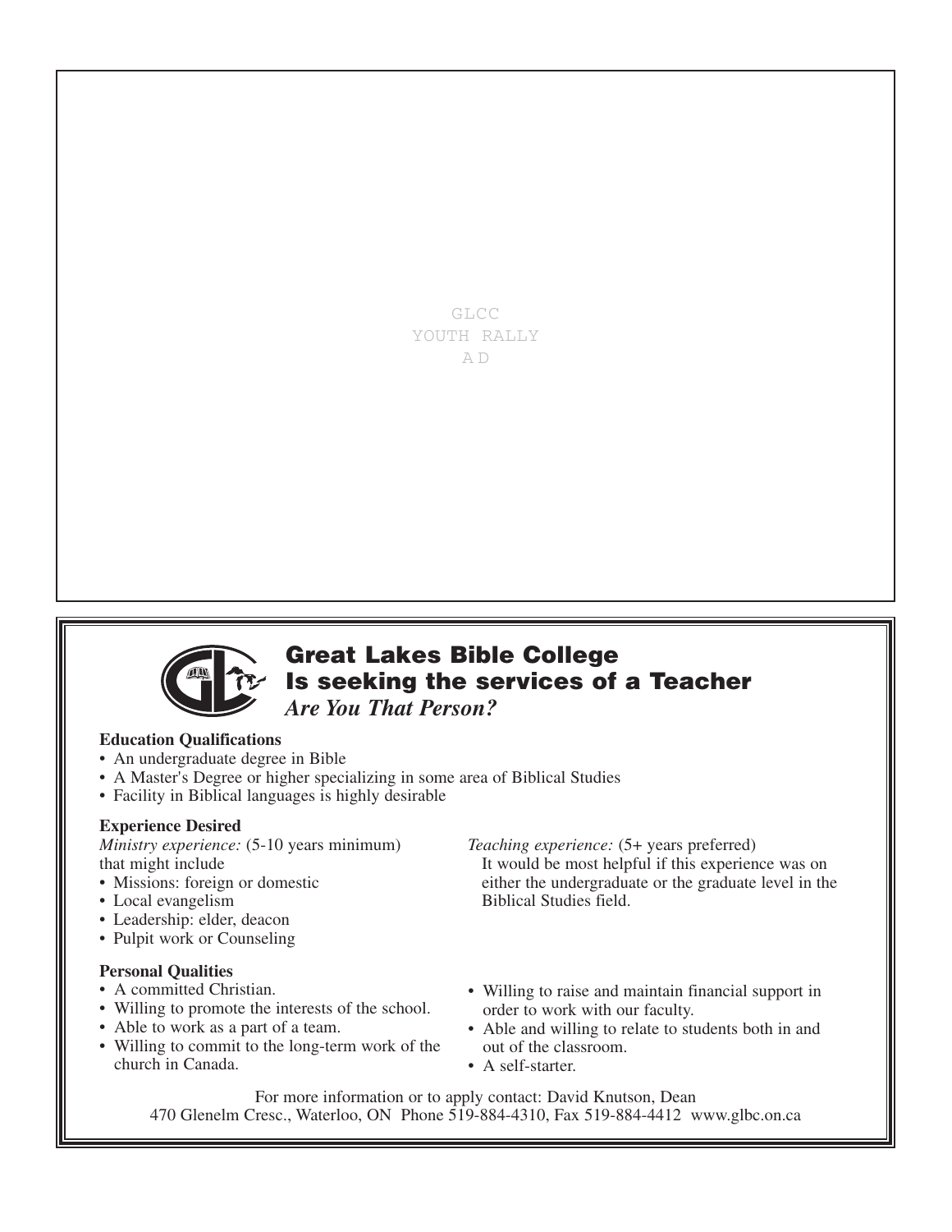GLCC
YOUTH RALLY
AD

## Great Lakes Bible College
## Is seeking the services of a Teacher
***Are You That Person?***

**Education Qualifications**
- An undergraduate degree in Bible
- A Master's Degree or higher specializing in some area of Biblical Studies
- Facility in Biblical languages is highly desirable

**Experience Desired**

*Ministry experience:* (5-10 years minimum) that might include
- Missions: foreign or domestic
- Local evangelism
- Leadership: elder, deacon
- Pulpit work or Counseling

*Teaching experience:* (5+ years preferred)
It would be most helpful if this experience was on either the undergraduate or the graduate level in the Biblical Studies field.

**Personal Qualities**
- A committed Christian.
- Willing to promote the interests of the school.
- Able to work as a part of a team.
- Willing to commit to the long-term work of the church in Canada.
- Willing to raise and maintain financial support in order to work with our faculty.
- Able and willing to relate to students both in and out of the classroom.
- A self-starter.

For more information or to apply contact: David Knutson, Dean
470 Glenelm Cresc., Waterloo, ON Phone 519-884-4310, Fax 519-884-4412 www.glbc.on.ca